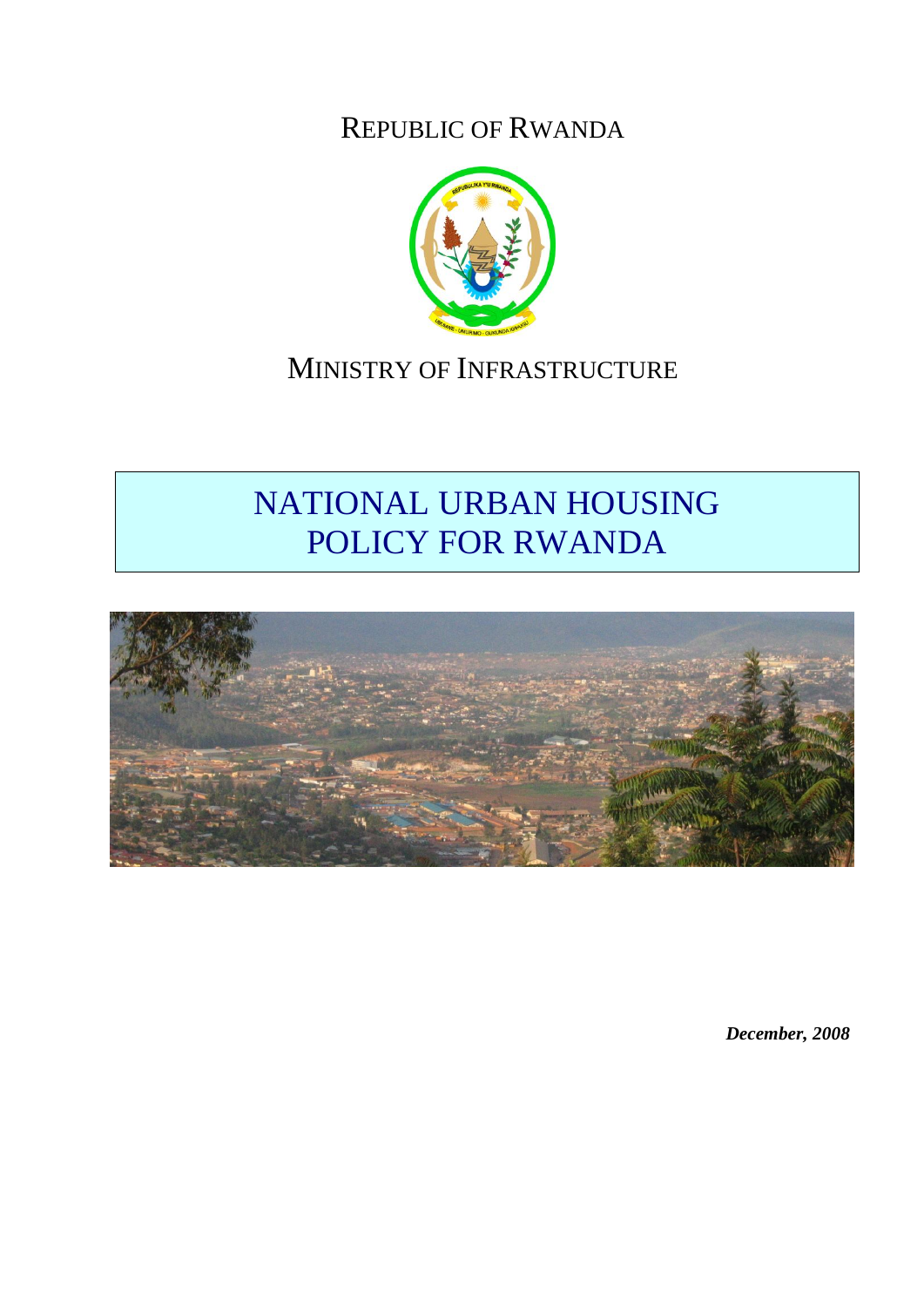REPUBLIC OF RWANDA

MINISTRY OF INFRASTRUCTURE

# NATIONAL URBAN HOUSING POLICY FOR RWANDA

***December, 2008***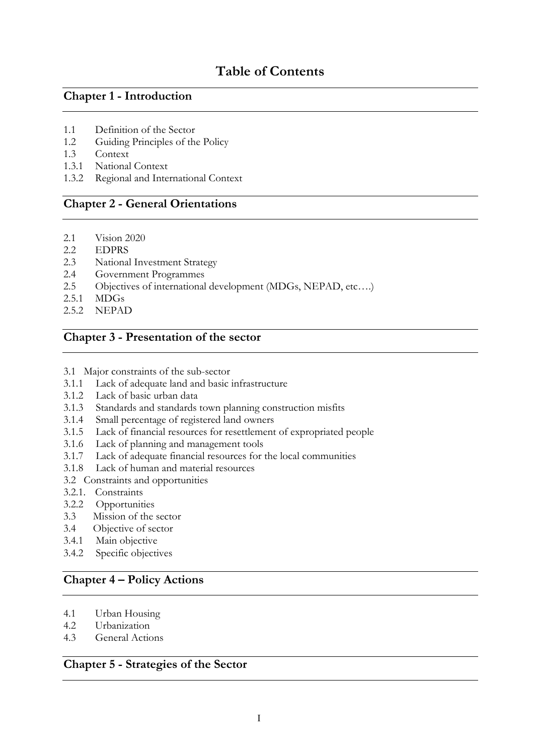# Table of Contents

## Chapter 1 - Introduction

1.1 Definition of the Sector
1.2 Guiding Principles of the Policy
1.3 Context
1.3.1 National Context
1.3.2 Regional and International Context

## Chapter 2 - General Orientations

2.1 Vision 2020
2.2 EDPRS
2.3 National Investment Strategy
2.4 Government Programmes
2.5 Objectives of international development (MDGs, NEPAD, etc….)
2.5.1 MDGs
2.5.2 NEPAD

## Chapter 3 - Presentation of the sector

3.1 Major constraints of the sub-sector
3.1.1 Lack of adequate land and basic infrastructure
3.1.2 Lack of basic urban data
3.1.3 Standards and standards town planning construction misfits
3.1.4 Small percentage of registered land owners
3.1.5 Lack of financial resources for resettlement of expropriated people
3.1.6 Lack of planning and management tools
3.1.7 Lack of adequate financial resources for the local communities
3.1.8 Lack of human and material resources
3.2 Constraints and opportunities
3.2.1. Constraints
3.2.2 Opportunities
3.3 Mission of the sector
3.4 Objective of sector
3.4.1 Main objective
3.4.2 Specific objectives

## Chapter 4 – Policy Actions

4.1 Urban Housing
4.2 Urbanization
4.3 General Actions

## Chapter 5 - Strategies of the Sector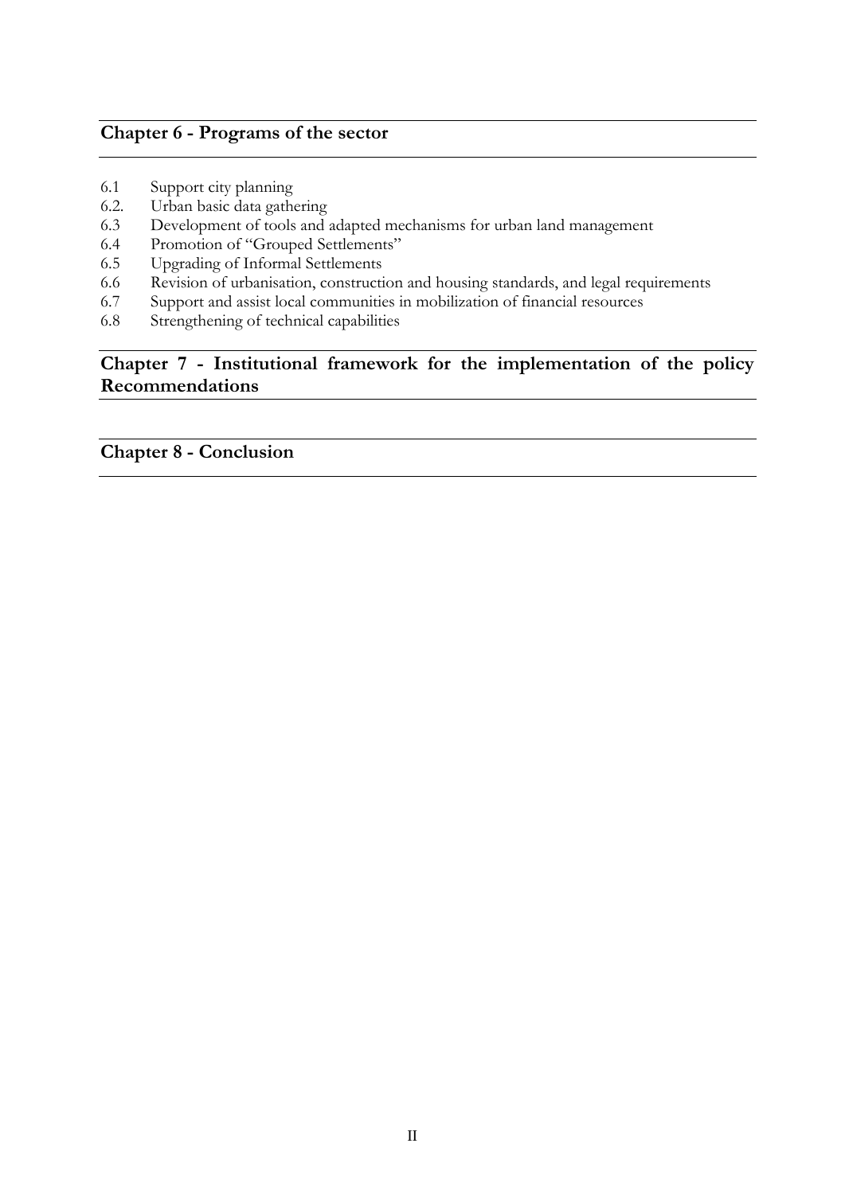## Chapter 6 - Programs of the sector

6.1 Support city planning
6.2. Urban basic data gathering
6.3 Development of tools and adapted mechanisms for urban land management
6.4 Promotion of "Grouped Settlements"
6.5 Upgrading of Informal Settlements
6.6 Revision of urbanisation, construction and housing standards, and legal requirements
6.7 Support and assist local communities in mobilization of financial resources
6.8 Strengthening of technical capabilities

## Chapter 7 - Institutional framework for the implementation of the policy Recommendations

## Chapter 8 - Conclusion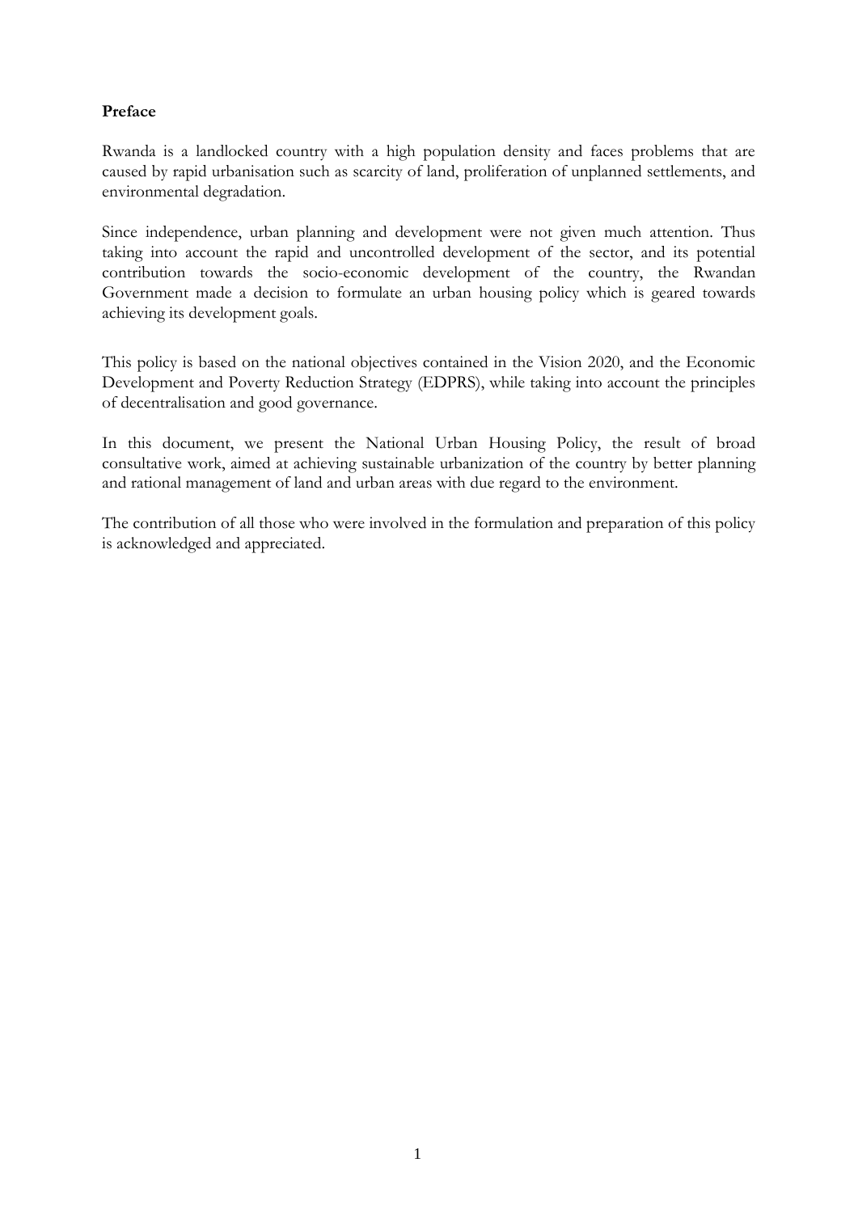**Preface**

Rwanda is a landlocked country with a high population density and faces problems that are caused by rapid urbanisation such as scarcity of land, proliferation of unplanned settlements, and environmental degradation.

Since independence, urban planning and development were not given much attention. Thus taking into account the rapid and uncontrolled development of the sector, and its potential contribution towards the socio-economic development of the country, the Rwandan Government made a decision to formulate an urban housing policy which is geared towards achieving its development goals.

This policy is based on the national objectives contained in the Vision 2020, and the Economic Development and Poverty Reduction Strategy (EDPRS), while taking into account the principles of decentralisation and good governance.

In this document, we present the National Urban Housing Policy, the result of broad consultative work, aimed at achieving sustainable urbanization of the country by better planning and rational management of land and urban areas with due regard to the environment.

The contribution of all those who were involved in the formulation and preparation of this policy is acknowledged and appreciated.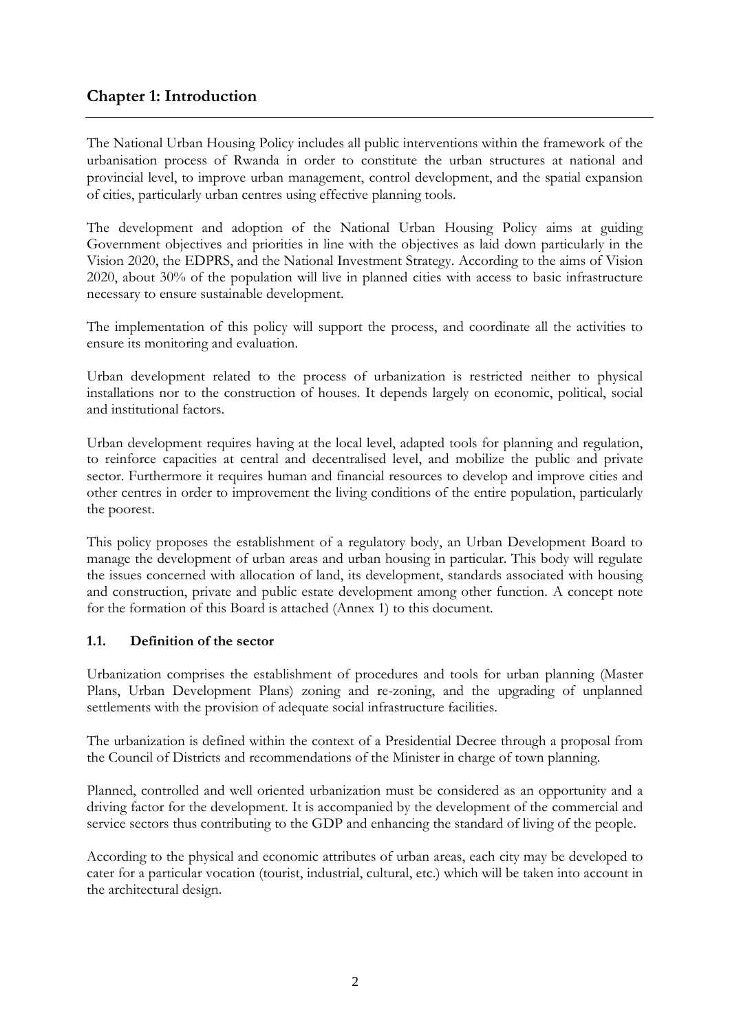## Chapter 1: Introduction

The National Urban Housing Policy includes all public interventions within the framework of the urbanisation process of Rwanda in order to constitute the urban structures at national and provincial level, to improve urban management, control development, and the spatial expansion of cities, particularly urban centres using effective planning tools.

The development and adoption of the National Urban Housing Policy aims at guiding Government objectives and priorities in line with the objectives as laid down particularly in the Vision 2020, the EDPRS, and the National Investment Strategy. According to the aims of Vision 2020, about 30% of the population will live in planned cities with access to basic infrastructure necessary to ensure sustainable development.

The implementation of this policy will support the process, and coordinate all the activities to ensure its monitoring and evaluation.

Urban development related to the process of urbanization is restricted neither to physical installations nor to the construction of houses. It depends largely on economic, political, social and institutional factors.

Urban development requires having at the local level, adapted tools for planning and regulation, to reinforce capacities at central and decentralised level, and mobilize the public and private sector. Furthermore it requires human and financial resources to develop and improve cities and other centres in order to improvement the living conditions of the entire population, particularly the poorest.

This policy proposes the establishment of a regulatory body, an Urban Development Board to manage the development of urban areas and urban housing in particular. This body will regulate the issues concerned with allocation of land, its development, standards associated with housing and construction, private and public estate development among other function. A concept note for the formation of this Board is attached (Annex 1) to this document.

### 1.1. Definition of the sector

Urbanization comprises the establishment of procedures and tools for urban planning (Master Plans, Urban Development Plans) zoning and re-zoning, and the upgrading of unplanned settlements with the provision of adequate social infrastructure facilities.

The urbanization is defined within the context of a Presidential Decree through a proposal from the Council of Districts and recommendations of the Minister in charge of town planning.

Planned, controlled and well oriented urbanization must be considered as an opportunity and a driving factor for the development. It is accompanied by the development of the commercial and service sectors thus contributing to the GDP and enhancing the standard of living of the people.

According to the physical and economic attributes of urban areas, each city may be developed to cater for a particular vocation (tourist, industrial, cultural, etc.) which will be taken into account in the architectural design.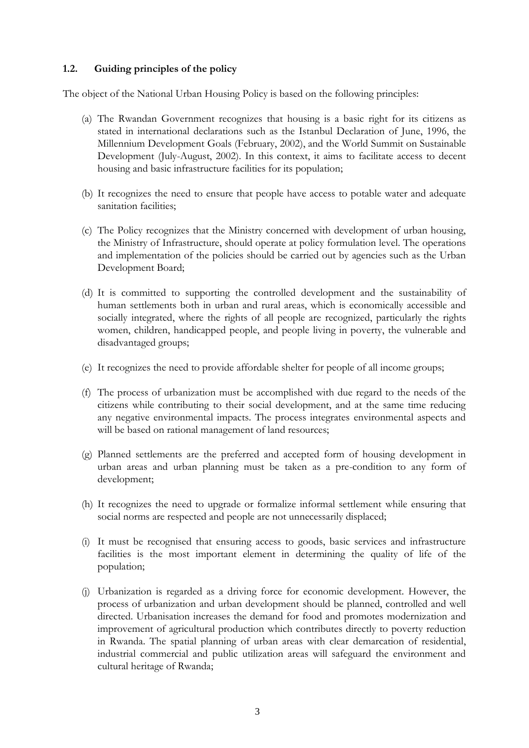### 1.2. Guiding principles of the policy

The object of the National Urban Housing Policy is based on the following principles:

(a) The Rwandan Government recognizes that housing is a basic right for its citizens as stated in international declarations such as the Istanbul Declaration of June, 1996, the Millennium Development Goals (February, 2002), and the World Summit on Sustainable Development (July-August, 2002). In this context, it aims to facilitate access to decent housing and basic infrastructure facilities for its population;

(b) It recognizes the need to ensure that people have access to potable water and adequate sanitation facilities;

(c) The Policy recognizes that the Ministry concerned with development of urban housing, the Ministry of Infrastructure, should operate at policy formulation level. The operations and implementation of the policies should be carried out by agencies such as the Urban Development Board;

(d) It is committed to supporting the controlled development and the sustainability of human settlements both in urban and rural areas, which is economically accessible and socially integrated, where the rights of all people are recognized, particularly the rights women, children, handicapped people, and people living in poverty, the vulnerable and disadvantaged groups;

(e) It recognizes the need to provide affordable shelter for people of all income groups;

(f) The process of urbanization must be accomplished with due regard to the needs of the citizens while contributing to their social development, and at the same time reducing any negative environmental impacts. The process integrates environmental aspects and will be based on rational management of land resources;

(g) Planned settlements are the preferred and accepted form of housing development in urban areas and urban planning must be taken as a pre-condition to any form of development;

(h) It recognizes the need to upgrade or formalize informal settlement while ensuring that social norms are respected and people are not unnecessarily displaced;

(i) It must be recognised that ensuring access to goods, basic services and infrastructure facilities is the most important element in determining the quality of life of the population;

(j) Urbanization is regarded as a driving force for economic development. However, the process of urbanization and urban development should be planned, controlled and well directed. Urbanisation increases the demand for food and promotes modernization and improvement of agricultural production which contributes directly to poverty reduction in Rwanda. The spatial planning of urban areas with clear demarcation of residential, industrial commercial and public utilization areas will safeguard the environment and cultural heritage of Rwanda;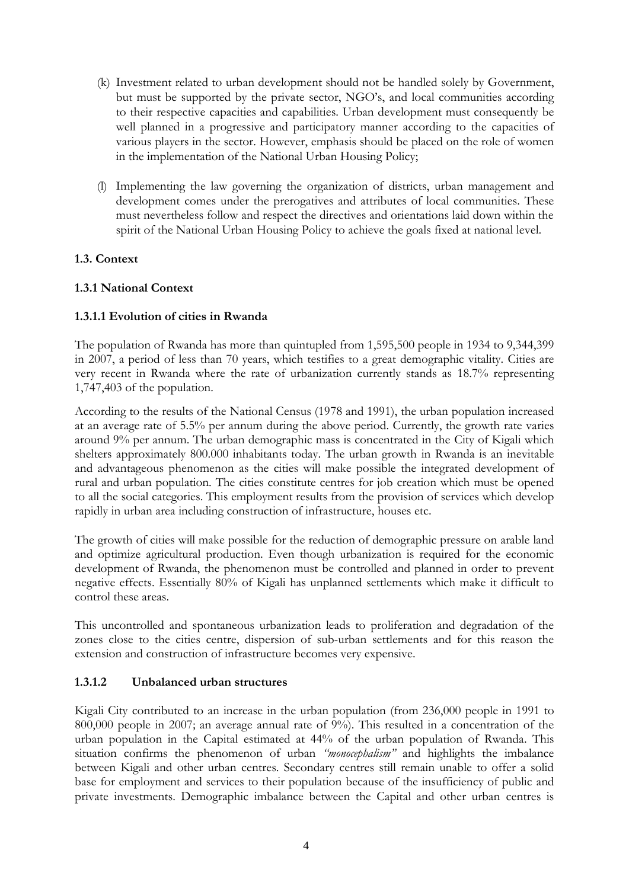(k) Investment related to urban development should not be handled solely by Government, but must be supported by the private sector, NGO's, and local communities according to their respective capacities and capabilities. Urban development must consequently be well planned in a progressive and participatory manner according to the capacities of various players in the sector. However, emphasis should be placed on the role of women in the implementation of the National Urban Housing Policy;

(l) Implementing the law governing the organization of districts, urban management and development comes under the prerogatives and attributes of local communities. These must nevertheless follow and respect the directives and orientations laid down within the spirit of the National Urban Housing Policy to achieve the goals fixed at national level.

### 1.3. Context

#### 1.3.1 National Context

##### 1.3.1.1 Evolution of cities in Rwanda

The population of Rwanda has more than quintupled from 1,595,500 people in 1934 to 9,344,399 in 2007, a period of less than 70 years, which testifies to a great demographic vitality. Cities are very recent in Rwanda where the rate of urbanization currently stands as 18.7% representing 1,747,403 of the population.

According to the results of the National Census (1978 and 1991), the urban population increased at an average rate of 5.5% per annum during the above period. Currently, the growth rate varies around 9% per annum. The urban demographic mass is concentrated in the City of Kigali which shelters approximately 800.000 inhabitants today. The urban growth in Rwanda is an inevitable and advantageous phenomenon as the cities will make possible the integrated development of rural and urban population. The cities constitute centres for job creation which must be opened to all the social categories. This employment results from the provision of services which develop rapidly in urban area including construction of infrastructure, houses etc.

The growth of cities will make possible for the reduction of demographic pressure on arable land and optimize agricultural production. Even though urbanization is required for the economic development of Rwanda, the phenomenon must be controlled and planned in order to prevent negative effects. Essentially 80% of Kigali has unplanned settlements which make it difficult to control these areas.

This uncontrolled and spontaneous urbanization leads to proliferation and degradation of the zones close to the cities centre, dispersion of sub-urban settlements and for this reason the extension and construction of infrastructure becomes very expensive.

##### 1.3.1.2 Unbalanced urban structures

Kigali City contributed to an increase in the urban population (from 236,000 people in 1991 to 800,000 people in 2007; an average annual rate of 9%). This resulted in a concentration of the urban population in the Capital estimated at 44% of the urban population of Rwanda. This situation confirms the phenomenon of urban *"monocephalism"* and highlights the imbalance between Kigali and other urban centres. Secondary centres still remain unable to offer a solid base for employment and services to their population because of the insufficiency of public and private investments. Demographic imbalance between the Capital and other urban centres is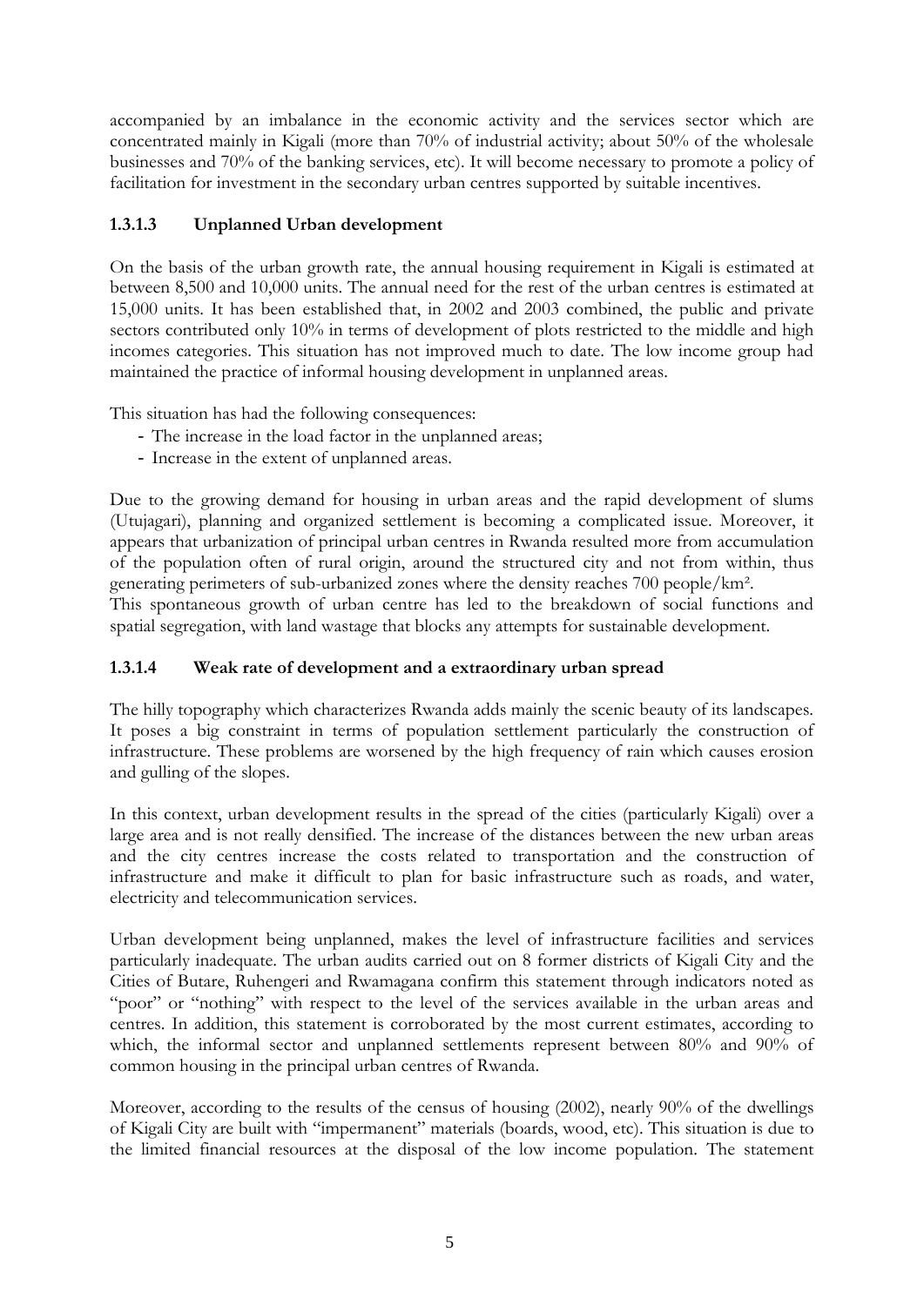accompanied by an imbalance in the economic activity and the services sector which are concentrated mainly in Kigali (more than 70% of industrial activity; about 50% of the wholesale businesses and 70% of the banking services, etc). It will become necessary to promote a policy of facilitation for investment in the secondary urban centres supported by suitable incentives.

#### 1.3.1.3 Unplanned Urban development

On the basis of the urban growth rate, the annual housing requirement in Kigali is estimated at between 8,500 and 10,000 units. The annual need for the rest of the urban centres is estimated at 15,000 units. It has been established that, in 2002 and 2003 combined, the public and private sectors contributed only 10% in terms of development of plots restricted to the middle and high incomes categories. This situation has not improved much to date. The low income group had maintained the practice of informal housing development in unplanned areas.

This situation has had the following consequences:

- The increase in the load factor in the unplanned areas;
- Increase in the extent of unplanned areas.

Due to the growing demand for housing in urban areas and the rapid development of slums (Utujagari), planning and organized settlement is becoming a complicated issue. Moreover, it appears that urbanization of principal urban centres in Rwanda resulted more from accumulation of the population often of rural origin, around the structured city and not from within, thus generating perimeters of sub-urbanized zones where the density reaches 700 people/km².
This spontaneous growth of urban centre has led to the breakdown of social functions and spatial segregation, with land wastage that blocks any attempts for sustainable development.

#### 1.3.1.4 Weak rate of development and a extraordinary urban spread

The hilly topography which characterizes Rwanda adds mainly the scenic beauty of its landscapes. It poses a big constraint in terms of population settlement particularly the construction of infrastructure. These problems are worsened by the high frequency of rain which causes erosion and gulling of the slopes.

In this context, urban development results in the spread of the cities (particularly Kigali) over a large area and is not really densified. The increase of the distances between the new urban areas and the city centres increase the costs related to transportation and the construction of infrastructure and make it difficult to plan for basic infrastructure such as roads, and water, electricity and telecommunication services.

Urban development being unplanned, makes the level of infrastructure facilities and services particularly inadequate. The urban audits carried out on 8 former districts of Kigali City and the Cities of Butare, Ruhengeri and Rwamagana confirm this statement through indicators noted as "poor" or "nothing" with respect to the level of the services available in the urban areas and centres. In addition, this statement is corroborated by the most current estimates, according to which, the informal sector and unplanned settlements represent between 80% and 90% of common housing in the principal urban centres of Rwanda.

Moreover, according to the results of the census of housing (2002), nearly 90% of the dwellings of Kigali City are built with "impermanent" materials (boards, wood, etc). This situation is due to the limited financial resources at the disposal of the low income population. The statement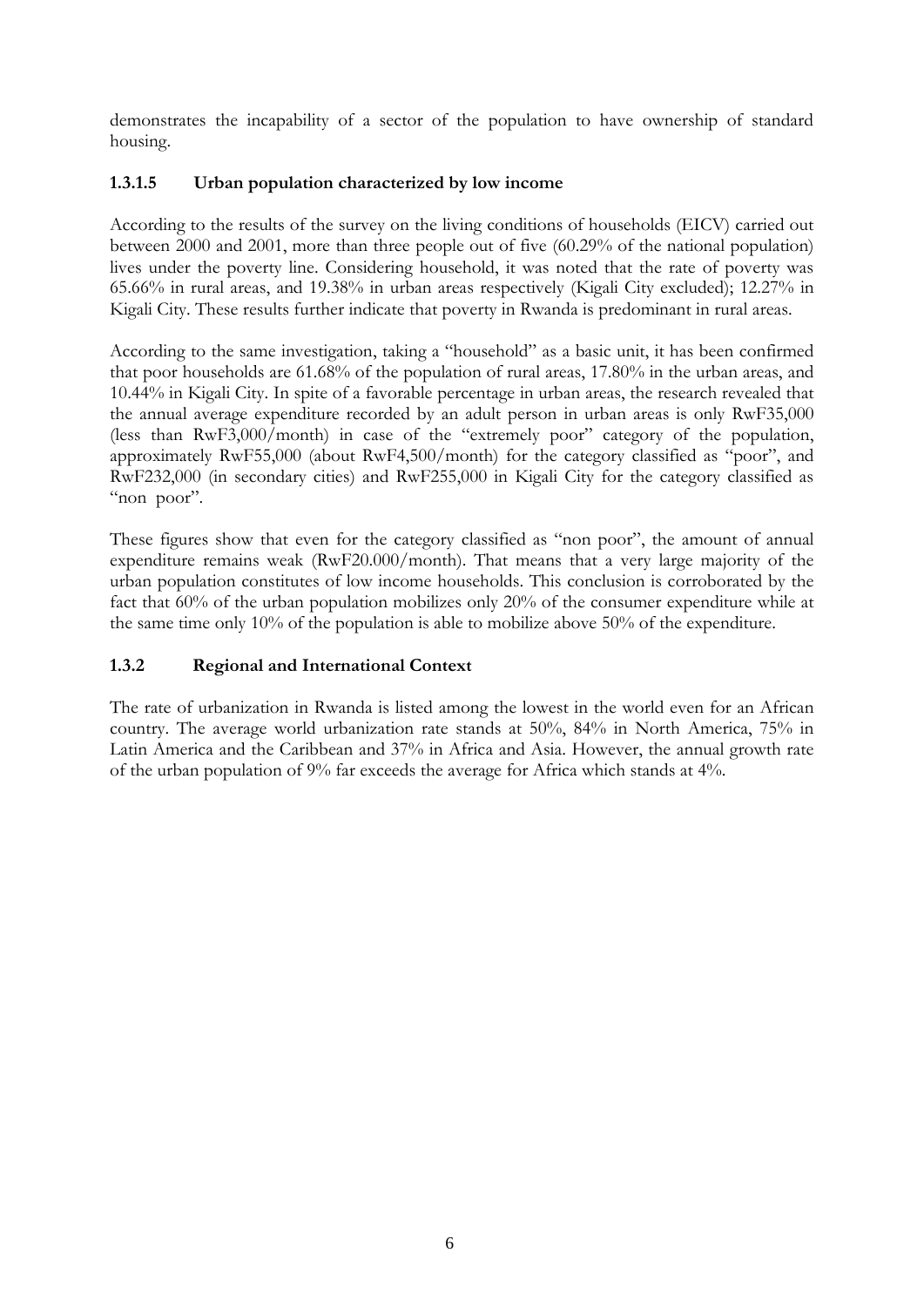demonstrates the incapability of a sector of the population to have ownership of standard housing.

#### 1.3.1.5 Urban population characterized by low income

According to the results of the survey on the living conditions of households (EICV) carried out between 2000 and 2001, more than three people out of five (60.29% of the national population) lives under the poverty line. Considering household, it was noted that the rate of poverty was 65.66% in rural areas, and 19.38% in urban areas respectively (Kigali City excluded); 12.27% in Kigali City. These results further indicate that poverty in Rwanda is predominant in rural areas.

According to the same investigation, taking a "household" as a basic unit, it has been confirmed that poor households are 61.68% of the population of rural areas, 17.80% in the urban areas, and 10.44% in Kigali City. In spite of a favorable percentage in urban areas, the research revealed that the annual average expenditure recorded by an adult person in urban areas is only RwF35,000 (less than RwF3,000/month) in case of the "extremely poor" category of the population, approximately RwF55,000 (about RwF4,500/month) for the category classified as "poor", and RwF232,000 (in secondary cities) and RwF255,000 in Kigali City for the category classified as "non poor".

These figures show that even for the category classified as "non poor", the amount of annual expenditure remains weak (RwF20.000/month). That means that a very large majority of the urban population constitutes of low income households. This conclusion is corroborated by the fact that 60% of the urban population mobilizes only 20% of the consumer expenditure while at the same time only 10% of the population is able to mobilize above 50% of the expenditure.

### 1.3.2 Regional and International Context

The rate of urbanization in Rwanda is listed among the lowest in the world even for an African country. The average world urbanization rate stands at 50%, 84% in North America, 75% in Latin America and the Caribbean and 37% in Africa and Asia. However, the annual growth rate of the urban population of 9% far exceeds the average for Africa which stands at 4%.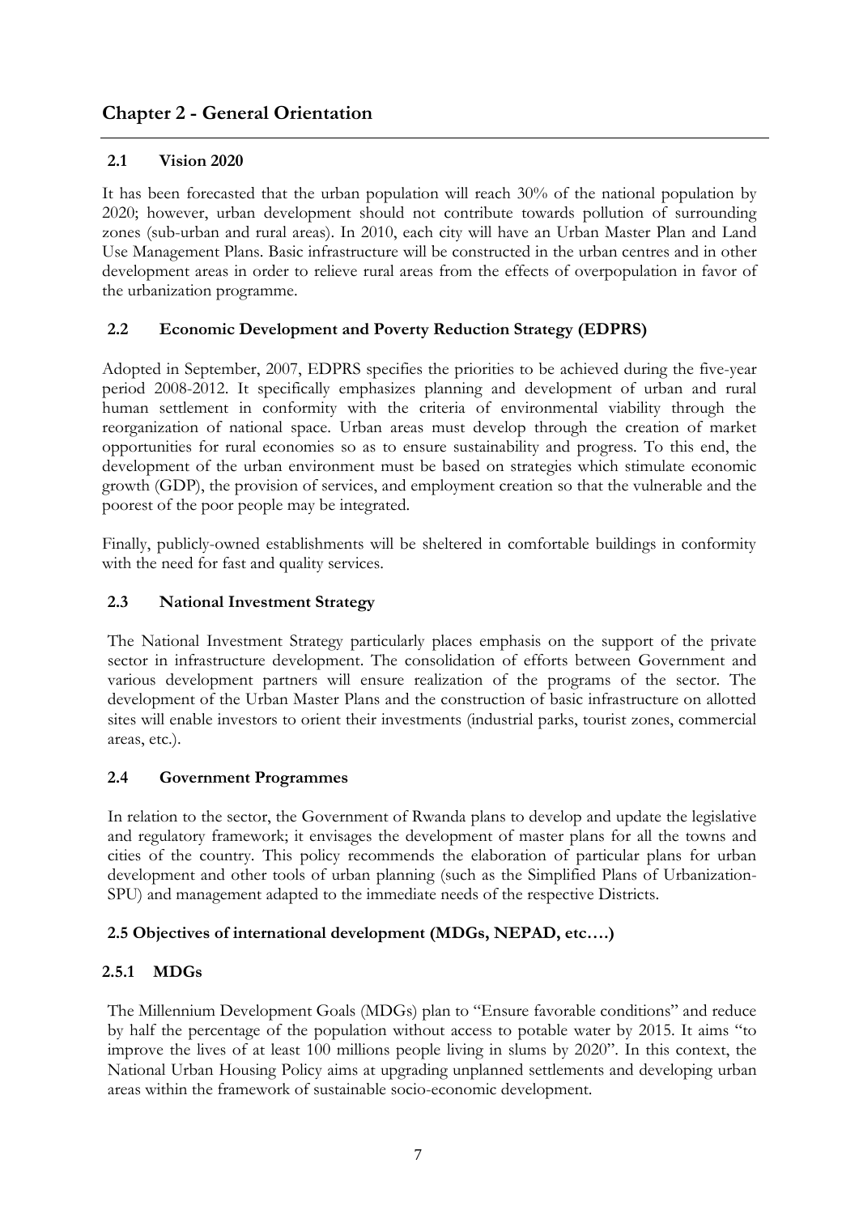# Chapter 2 - General Orientation

## 2.1 Vision 2020

It has been forecasted that the urban population will reach 30% of the national population by 2020; however, urban development should not contribute towards pollution of surrounding zones (sub-urban and rural areas). In 2010, each city will have an Urban Master Plan and Land Use Management Plans. Basic infrastructure will be constructed in the urban centres and in other development areas in order to relieve rural areas from the effects of overpopulation in favor of the urbanization programme.

## 2.2 Economic Development and Poverty Reduction Strategy (EDPRS)

Adopted in September, 2007, EDPRS specifies the priorities to be achieved during the five-year period 2008-2012. It specifically emphasizes planning and development of urban and rural human settlement in conformity with the criteria of environmental viability through the reorganization of national space. Urban areas must develop through the creation of market opportunities for rural economies so as to ensure sustainability and progress. To this end, the development of the urban environment must be based on strategies which stimulate economic growth (GDP), the provision of services, and employment creation so that the vulnerable and the poorest of the poor people may be integrated.

Finally, publicly-owned establishments will be sheltered in comfortable buildings in conformity with the need for fast and quality services.

## 2.3 National Investment Strategy

The National Investment Strategy particularly places emphasis on the support of the private sector in infrastructure development. The consolidation of efforts between Government and various development partners will ensure realization of the programs of the sector. The development of the Urban Master Plans and the construction of basic infrastructure on allotted sites will enable investors to orient their investments (industrial parks, tourist zones, commercial areas, etc.).

## 2.4 Government Programmes

In relation to the sector, the Government of Rwanda plans to develop and update the legislative and regulatory framework; it envisages the development of master plans for all the towns and cities of the country. This policy recommends the elaboration of particular plans for urban development and other tools of urban planning (such as the Simplified Plans of Urbanization-SPU) and management adapted to the immediate needs of the respective Districts.

## 2.5 Objectives of international development (MDGs, NEPAD, etc….)

### 2.5.1 MDGs

The Millennium Development Goals (MDGs) plan to "Ensure favorable conditions" and reduce by half the percentage of the population without access to potable water by 2015. It aims "to improve the lives of at least 100 millions people living in slums by 2020". In this context, the National Urban Housing Policy aims at upgrading unplanned settlements and developing urban areas within the framework of sustainable socio-economic development.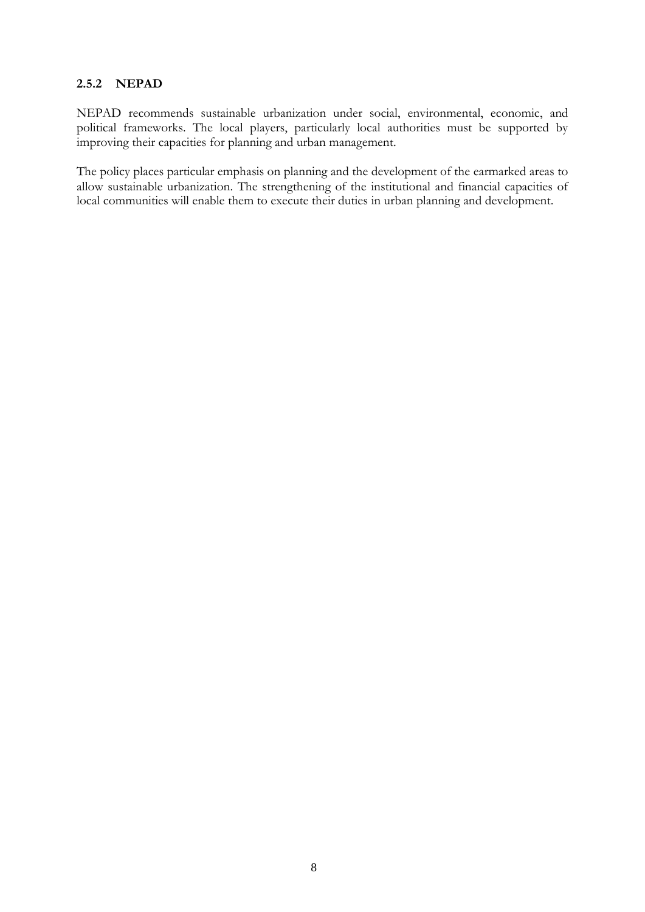### 2.5.2 NEPAD

NEPAD recommends sustainable urbanization under social, environmental, economic, and political frameworks. The local players, particularly local authorities must be supported by improving their capacities for planning and urban management.

The policy places particular emphasis on planning and the development of the earmarked areas to allow sustainable urbanization. The strengthening of the institutional and financial capacities of local communities will enable them to execute their duties in urban planning and development.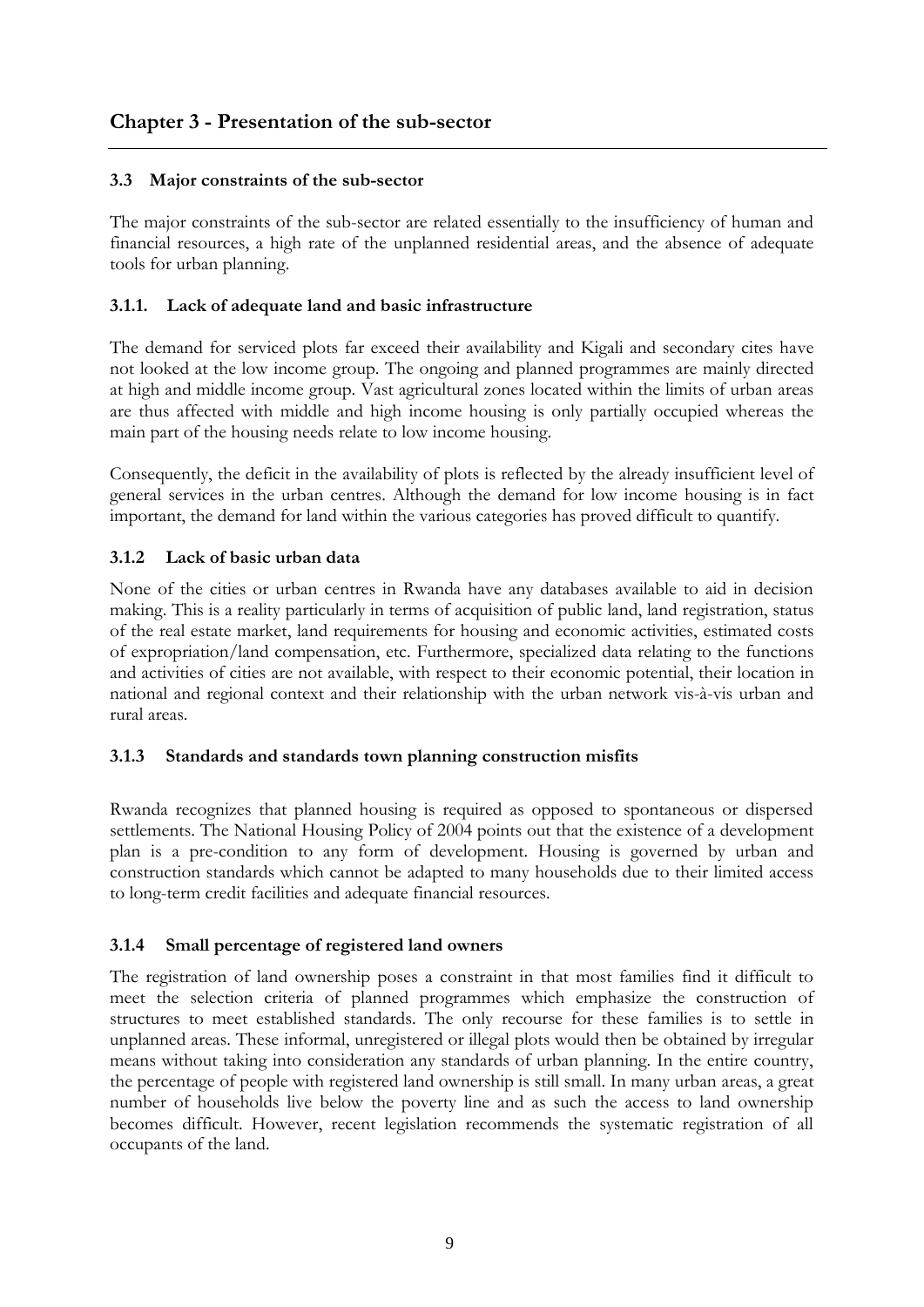# Chapter 3 - Presentation of the sub-sector

### 3.3 Major constraints of the sub-sector

The major constraints of the sub-sector are related essentially to the insufficiency of human and financial resources, a high rate of the unplanned residential areas, and the absence of adequate tools for urban planning.

#### 3.1.1. Lack of adequate land and basic infrastructure

The demand for serviced plots far exceed their availability and Kigali and secondary cites have not looked at the low income group. The ongoing and planned programmes are mainly directed at high and middle income group. Vast agricultural zones located within the limits of urban areas are thus affected with middle and high income housing is only partially occupied whereas the main part of the housing needs relate to low income housing.

Consequently, the deficit in the availability of plots is reflected by the already insufficient level of general services in the urban centres. Although the demand for low income housing is in fact important, the demand for land within the various categories has proved difficult to quantify.

#### 3.1.2 Lack of basic urban data

None of the cities or urban centres in Rwanda have any databases available to aid in decision making. This is a reality particularly in terms of acquisition of public land, land registration, status of the real estate market, land requirements for housing and economic activities, estimated costs of expropriation/land compensation, etc. Furthermore, specialized data relating to the functions and activities of cities are not available, with respect to their economic potential, their location in national and regional context and their relationship with the urban network vis-à-vis urban and rural areas.

#### 3.1.3 Standards and standards town planning construction misfits

Rwanda recognizes that planned housing is required as opposed to spontaneous or dispersed settlements. The National Housing Policy of 2004 points out that the existence of a development plan is a pre-condition to any form of development. Housing is governed by urban and construction standards which cannot be adapted to many households due to their limited access to long-term credit facilities and adequate financial resources.

#### 3.1.4 Small percentage of registered land owners

The registration of land ownership poses a constraint in that most families find it difficult to meet the selection criteria of planned programmes which emphasize the construction of structures to meet established standards. The only recourse for these families is to settle in unplanned areas. These informal, unregistered or illegal plots would then be obtained by irregular means without taking into consideration any standards of urban planning. In the entire country, the percentage of people with registered land ownership is still small. In many urban areas, a great number of households live below the poverty line and as such the access to land ownership becomes difficult. However, recent legislation recommends the systematic registration of all occupants of the land.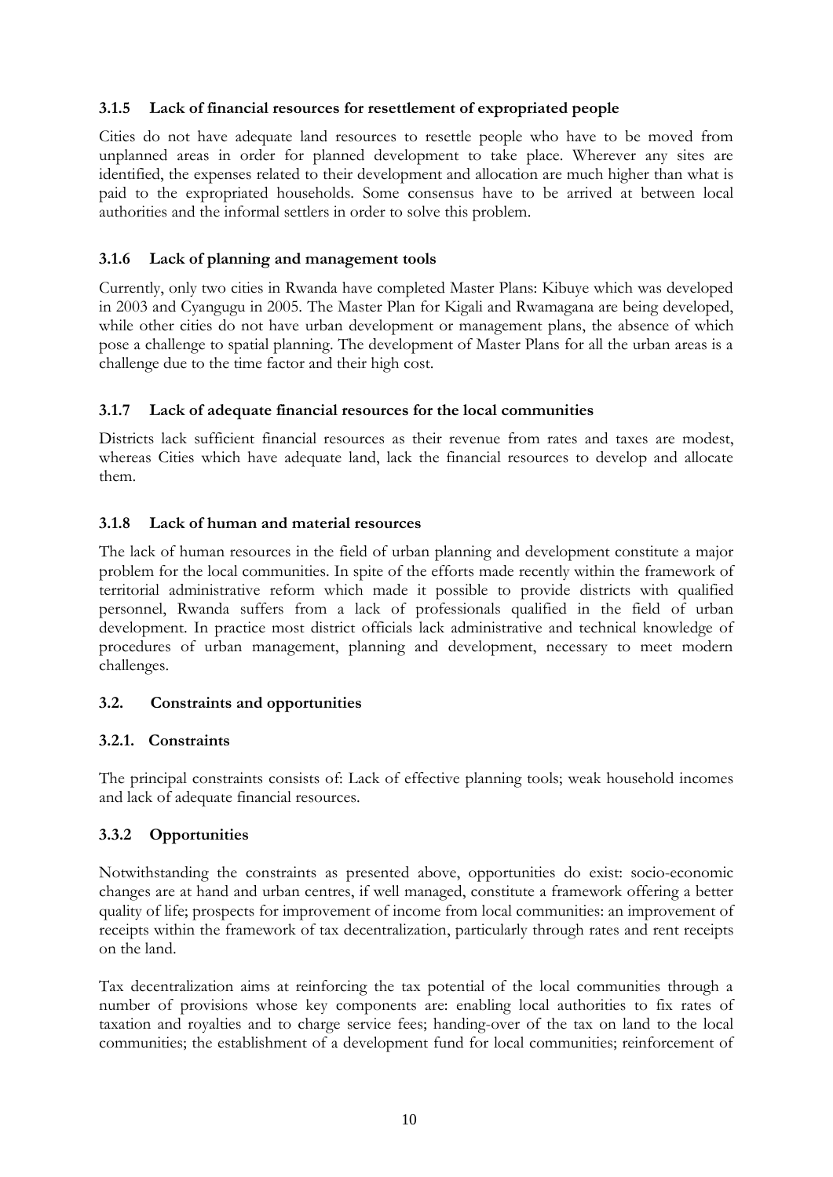### 3.1.5 Lack of financial resources for resettlement of expropriated people

Cities do not have adequate land resources to resettle people who have to be moved from unplanned areas in order for planned development to take place. Wherever any sites are identified, the expenses related to their development and allocation are much higher than what is paid to the expropriated households. Some consensus have to be arrived at between local authorities and the informal settlers in order to solve this problem.

### 3.1.6 Lack of planning and management tools

Currently, only two cities in Rwanda have completed Master Plans: Kibuye which was developed in 2003 and Cyangugu in 2005. The Master Plan for Kigali and Rwamagana are being developed, while other cities do not have urban development or management plans, the absence of which pose a challenge to spatial planning. The development of Master Plans for all the urban areas is a challenge due to the time factor and their high cost.

### 3.1.7 Lack of adequate financial resources for the local communities

Districts lack sufficient financial resources as their revenue from rates and taxes are modest, whereas Cities which have adequate land, lack the financial resources to develop and allocate them.

### 3.1.8 Lack of human and material resources

The lack of human resources in the field of urban planning and development constitute a major problem for the local communities. In spite of the efforts made recently within the framework of territorial administrative reform which made it possible to provide districts with qualified personnel, Rwanda suffers from a lack of professionals qualified in the field of urban development. In practice most district officials lack administrative and technical knowledge of procedures of urban management, planning and development, necessary to meet modern challenges.

## 3.2. Constraints and opportunities

### 3.2.1. Constraints

The principal constraints consists of: Lack of effective planning tools; weak household incomes and lack of adequate financial resources.

### 3.3.2 Opportunities

Notwithstanding the constraints as presented above, opportunities do exist: socio-economic changes are at hand and urban centres, if well managed, constitute a framework offering a better quality of life; prospects for improvement of income from local communities: an improvement of receipts within the framework of tax decentralization, particularly through rates and rent receipts on the land.

Tax decentralization aims at reinforcing the tax potential of the local communities through a number of provisions whose key components are: enabling local authorities to fix rates of taxation and royalties and to charge service fees; handing-over of the tax on land to the local communities; the establishment of a development fund for local communities; reinforcement of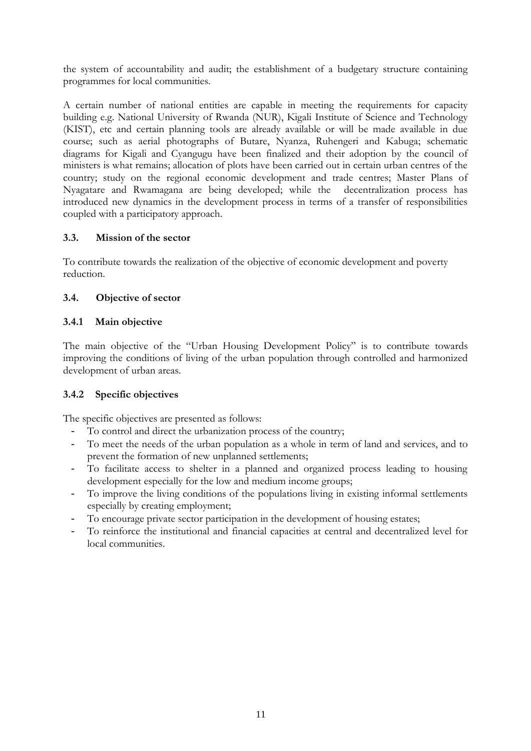the system of accountability and audit; the establishment of a budgetary structure containing programmes for local communities.

A certain number of national entities are capable in meeting the requirements for capacity building e.g. National University of Rwanda (NUR), Kigali Institute of Science and Technology (KIST), etc and certain planning tools are already available or will be made available in due course; such as aerial photographs of Butare, Nyanza, Ruhengeri and Kabuga; schematic diagrams for Kigali and Cyangugu have been finalized and their adoption by the council of ministers is what remains; allocation of plots have been carried out in certain urban centres of the country; study on the regional economic development and trade centres; Master Plans of Nyagatare and Rwamagana are being developed; while the decentralization process has introduced new dynamics in the development process in terms of a transfer of responsibilities coupled with a participatory approach.

### 3.3. Mission of the sector

To contribute towards the realization of the objective of economic development and poverty reduction.

### 3.4. Objective of sector

#### 3.4.1 Main objective

The main objective of the "Urban Housing Development Policy" is to contribute towards improving the conditions of living of the urban population through controlled and harmonized development of urban areas.

#### 3.4.2 Specific objectives

The specific objectives are presented as follows:

- To control and direct the urbanization process of the country;
- To meet the needs of the urban population as a whole in term of land and services, and to prevent the formation of new unplanned settlements;
- To facilitate access to shelter in a planned and organized process leading to housing development especially for the low and medium income groups;
- To improve the living conditions of the populations living in existing informal settlements especially by creating employment;
- To encourage private sector participation in the development of housing estates;
- To reinforce the institutional and financial capacities at central and decentralized level for local communities.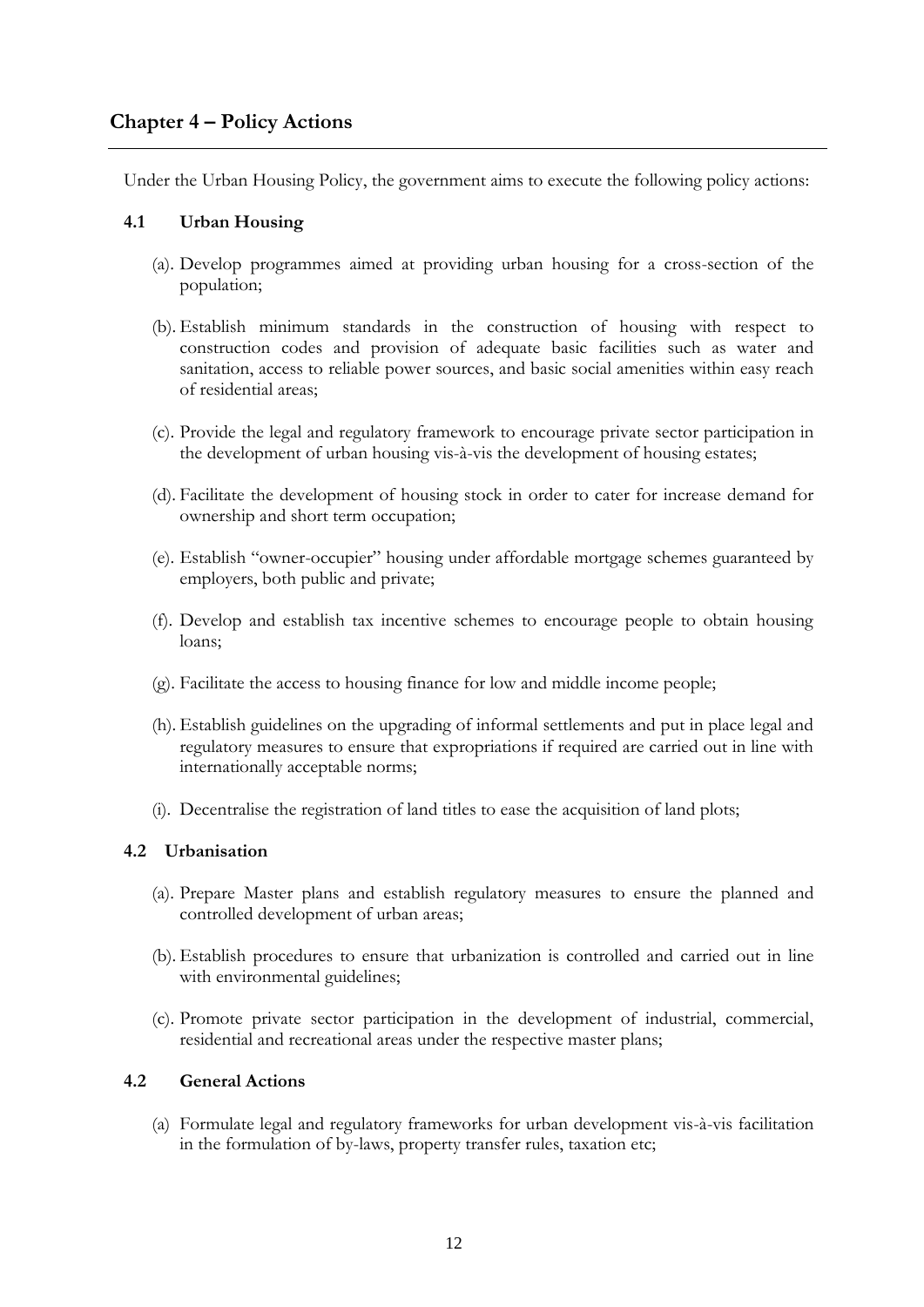## Chapter 4 – Policy Actions

Under the Urban Housing Policy, the government aims to execute the following policy actions:

### 4.1 Urban Housing

(a). Develop programmes aimed at providing urban housing for a cross-section of the population;

(b). Establish minimum standards in the construction of housing with respect to construction codes and provision of adequate basic facilities such as water and sanitation, access to reliable power sources, and basic social amenities within easy reach of residential areas;

(c). Provide the legal and regulatory framework to encourage private sector participation in the development of urban housing vis-à-vis the development of housing estates;

(d). Facilitate the development of housing stock in order to cater for increase demand for ownership and short term occupation;

(e). Establish "owner-occupier" housing under affordable mortgage schemes guaranteed by employers, both public and private;

(f). Develop and establish tax incentive schemes to encourage people to obtain housing loans;

(g). Facilitate the access to housing finance for low and middle income people;

(h). Establish guidelines on the upgrading of informal settlements and put in place legal and regulatory measures to ensure that expropriations if required are carried out in line with internationally acceptable norms;

(i). Decentralise the registration of land titles to ease the acquisition of land plots;

### 4.2 Urbanisation

(a). Prepare Master plans and establish regulatory measures to ensure the planned and controlled development of urban areas;

(b). Establish procedures to ensure that urbanization is controlled and carried out in line with environmental guidelines;

(c). Promote private sector participation in the development of industrial, commercial, residential and recreational areas under the respective master plans;

### 4.2 General Actions

(a) Formulate legal and regulatory frameworks for urban development vis-à-vis facilitation in the formulation of by-laws, property transfer rules, taxation etc;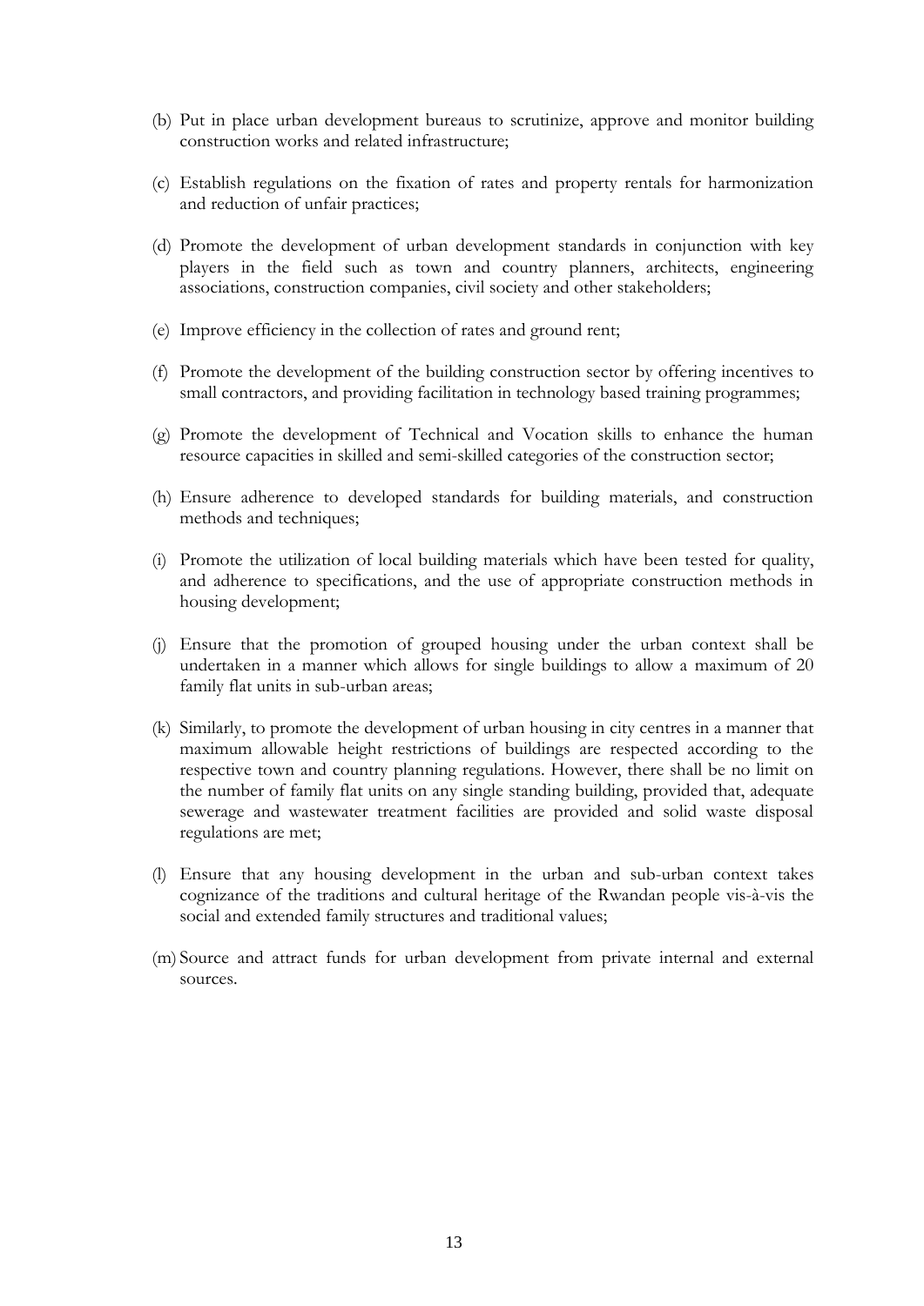(b) Put in place urban development bureaus to scrutinize, approve and monitor building construction works and related infrastructure;

(c) Establish regulations on the fixation of rates and property rentals for harmonization and reduction of unfair practices;

(d) Promote the development of urban development standards in conjunction with key players in the field such as town and country planners, architects, engineering associations, construction companies, civil society and other stakeholders;

(e) Improve efficiency in the collection of rates and ground rent;

(f) Promote the development of the building construction sector by offering incentives to small contractors, and providing facilitation in technology based training programmes;

(g) Promote the development of Technical and Vocation skills to enhance the human resource capacities in skilled and semi-skilled categories of the construction sector;

(h) Ensure adherence to developed standards for building materials, and construction methods and techniques;

(i) Promote the utilization of local building materials which have been tested for quality, and adherence to specifications, and the use of appropriate construction methods in housing development;

(j) Ensure that the promotion of grouped housing under the urban context shall be undertaken in a manner which allows for single buildings to allow a maximum of 20 family flat units in sub-urban areas;

(k) Similarly, to promote the development of urban housing in city centres in a manner that maximum allowable height restrictions of buildings are respected according to the respective town and country planning regulations. However, there shall be no limit on the number of family flat units on any single standing building, provided that, adequate sewerage and wastewater treatment facilities are provided and solid waste disposal regulations are met;

(l) Ensure that any housing development in the urban and sub-urban context takes cognizance of the traditions and cultural heritage of the Rwandan people vis-à-vis the social and extended family structures and traditional values;

(m) Source and attract funds for urban development from private internal and external sources.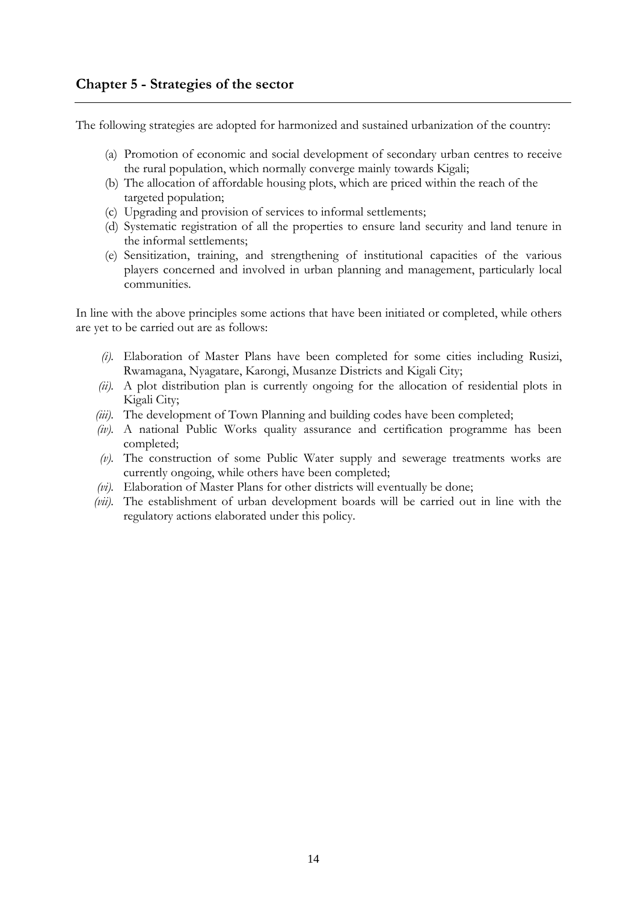## Chapter 5 - Strategies of the sector

The following strategies are adopted for harmonized and sustained urbanization of the country:

(a) Promotion of economic and social development of secondary urban centres to receive the rural population, which normally converge mainly towards Kigali;
(b) The allocation of affordable housing plots, which are priced within the reach of the targeted population;
(c) Upgrading and provision of services to informal settlements;
(d) Systematic registration of all the properties to ensure land security and land tenure in the informal settlements;
(e) Sensitization, training, and strengthening of institutional capacities of the various players concerned and involved in urban planning and management, particularly local communities.

In line with the above principles some actions that have been initiated or completed, while others are yet to be carried out are as follows:

*(i).* Elaboration of Master Plans have been completed for some cities including Rusizi, Rwamagana, Nyagatare, Karongi, Musanze Districts and Kigali City;
*(ii).* A plot distribution plan is currently ongoing for the allocation of residential plots in Kigali City;
*(iii).* The development of Town Planning and building codes have been completed;
*(iv).* A national Public Works quality assurance and certification programme has been completed;
*(v).* The construction of some Public Water supply and sewerage treatments works are currently ongoing, while others have been completed;
*(vi).* Elaboration of Master Plans for other districts will eventually be done;
*(vii).* The establishment of urban development boards will be carried out in line with the regulatory actions elaborated under this policy.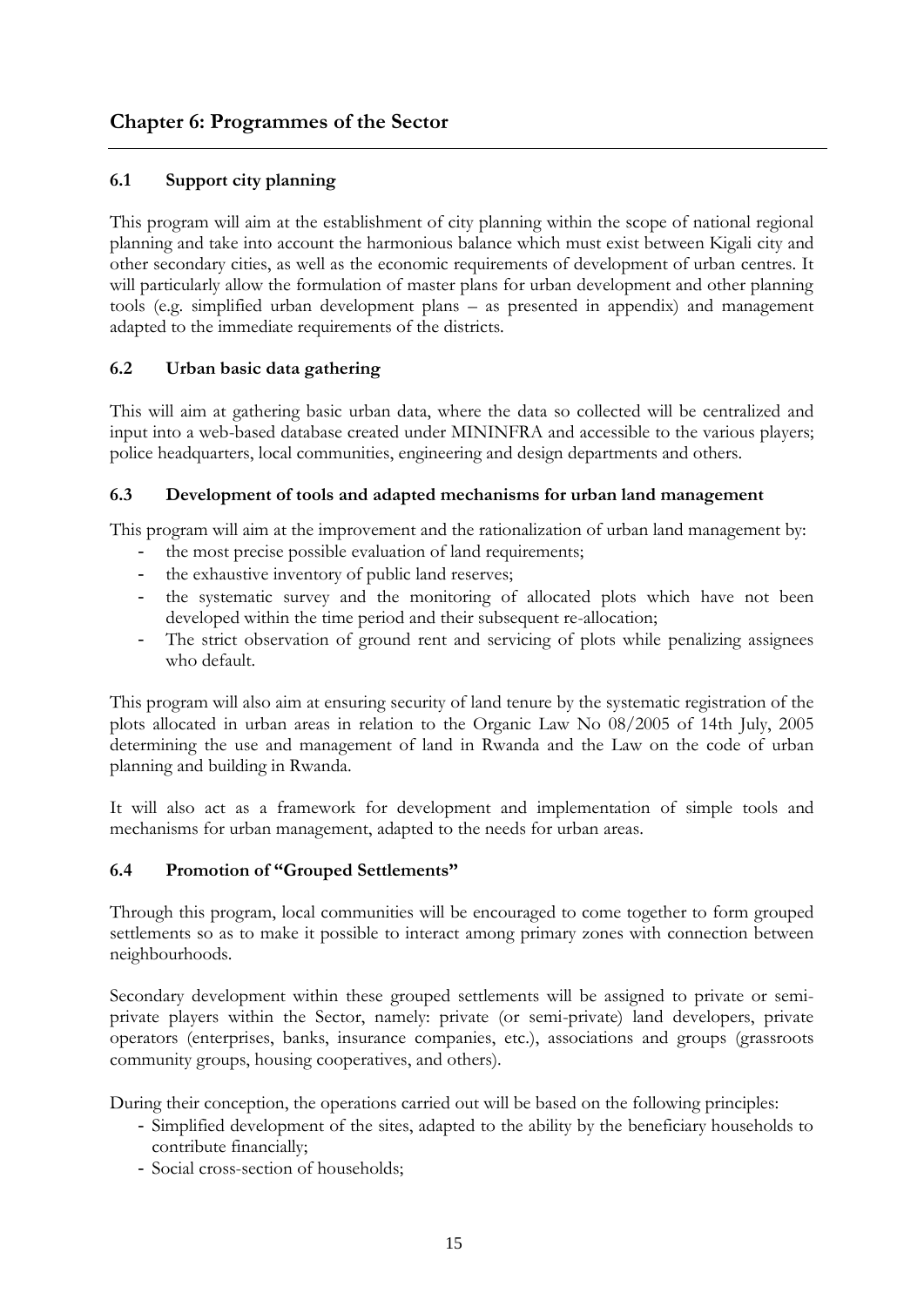## Chapter 6: Programmes of the Sector

### 6.1 Support city planning

This program will aim at the establishment of city planning within the scope of national regional planning and take into account the harmonious balance which must exist between Kigali city and other secondary cities, as well as the economic requirements of development of urban centres. It will particularly allow the formulation of master plans for urban development and other planning tools (e.g. simplified urban development plans – as presented in appendix) and management adapted to the immediate requirements of the districts.

### 6.2 Urban basic data gathering

This will aim at gathering basic urban data, where the data so collected will be centralized and input into a web-based database created under MININFRA and accessible to the various players; police headquarters, local communities, engineering and design departments and others.

### 6.3 Development of tools and adapted mechanisms for urban land management

This program will aim at the improvement and the rationalization of urban land management by:

- the most precise possible evaluation of land requirements;
- the exhaustive inventory of public land reserves;
- the systematic survey and the monitoring of allocated plots which have not been developed within the time period and their subsequent re-allocation;
- The strict observation of ground rent and servicing of plots while penalizing assignees who default.

This program will also aim at ensuring security of land tenure by the systematic registration of the plots allocated in urban areas in relation to the Organic Law No 08/2005 of 14th July, 2005 determining the use and management of land in Rwanda and the Law on the code of urban planning and building in Rwanda.

It will also act as a framework for development and implementation of simple tools and mechanisms for urban management, adapted to the needs for urban areas.

### 6.4 Promotion of "Grouped Settlements"

Through this program, local communities will be encouraged to come together to form grouped settlements so as to make it possible to interact among primary zones with connection between neighbourhoods.

Secondary development within these grouped settlements will be assigned to private or semi-private players within the Sector, namely: private (or semi-private) land developers, private operators (enterprises, banks, insurance companies, etc.), associations and groups (grassroots community groups, housing cooperatives, and others).

During their conception, the operations carried out will be based on the following principles:

- Simplified development of the sites, adapted to the ability by the beneficiary households to contribute financially;
- Social cross-section of households;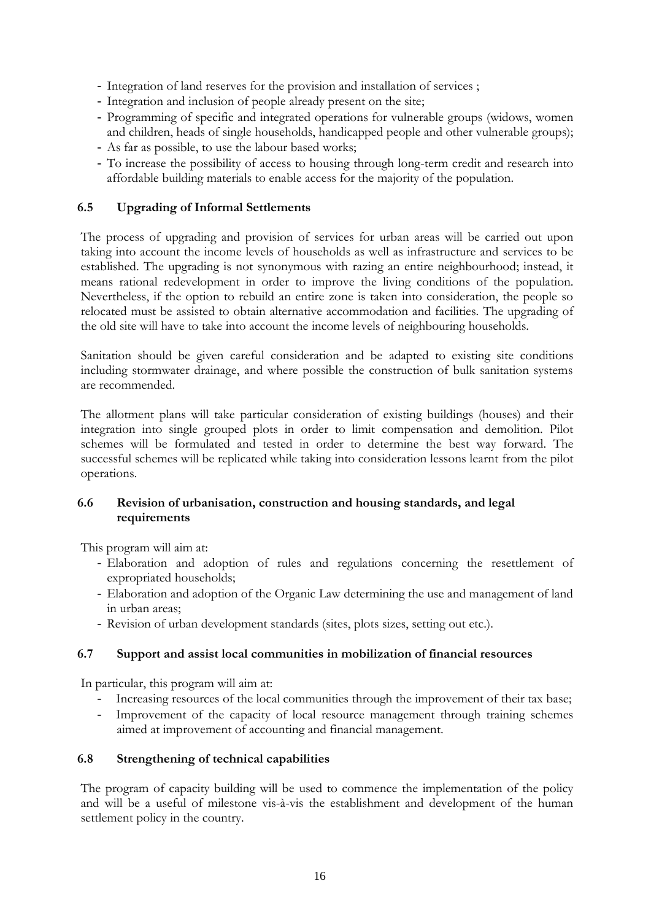- Integration of land reserves for the provision and installation of services ;
- Integration and inclusion of people already present on the site;
- Programming of specific and integrated operations for vulnerable groups (widows, women and children, heads of single households, handicapped people and other vulnerable groups);
- As far as possible, to use the labour based works;
- To increase the possibility of access to housing through long-term credit and research into affordable building materials to enable access for the majority of the population.

### 6.5 Upgrading of Informal Settlements

The process of upgrading and provision of services for urban areas will be carried out upon taking into account the income levels of households as well as infrastructure and services to be established. The upgrading is not synonymous with razing an entire neighbourhood; instead, it means rational redevelopment in order to improve the living conditions of the population. Nevertheless, if the option to rebuild an entire zone is taken into consideration, the people so relocated must be assisted to obtain alternative accommodation and facilities. The upgrading of the old site will have to take into account the income levels of neighbouring households.

Sanitation should be given careful consideration and be adapted to existing site conditions including stormwater drainage, and where possible the construction of bulk sanitation systems are recommended.

The allotment plans will take particular consideration of existing buildings (houses) and their integration into single grouped plots in order to limit compensation and demolition. Pilot schemes will be formulated and tested in order to determine the best way forward. The successful schemes will be replicated while taking into consideration lessons learnt from the pilot operations.

### 6.6 Revision of urbanisation, construction and housing standards, and legal requirements

This program will aim at:

- Elaboration and adoption of rules and regulations concerning the resettlement of expropriated households;
- Elaboration and adoption of the Organic Law determining the use and management of land in urban areas;
- Revision of urban development standards (sites, plots sizes, setting out etc.).

### 6.7 Support and assist local communities in mobilization of financial resources

In particular, this program will aim at:

- Increasing resources of the local communities through the improvement of their tax base;
- Improvement of the capacity of local resource management through training schemes aimed at improvement of accounting and financial management.

### 6.8 Strengthening of technical capabilities

The program of capacity building will be used to commence the implementation of the policy and will be a useful of milestone vis-à-vis the establishment and development of the human settlement policy in the country.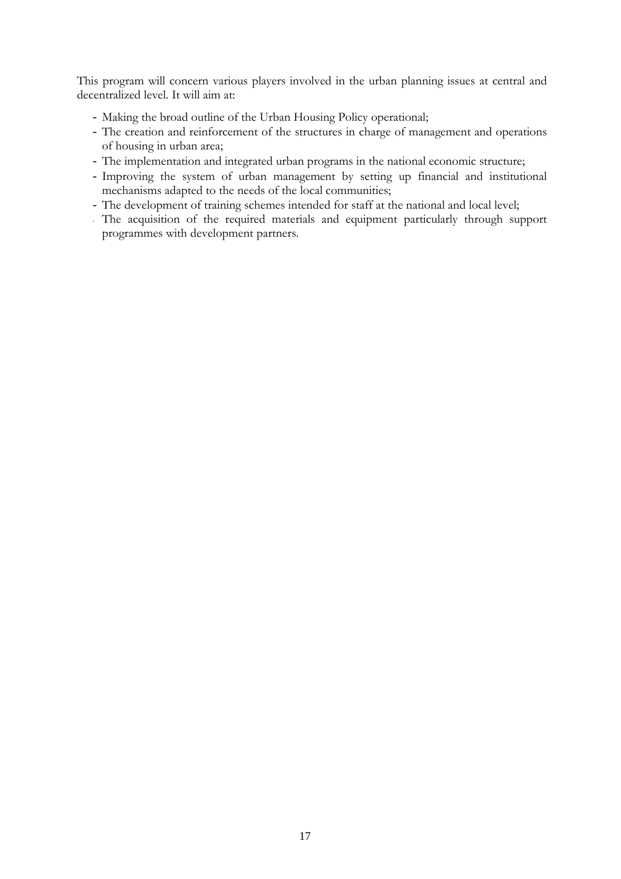This program will concern various players involved in the urban planning issues at central and decentralized level. It will aim at:

- Making the broad outline of the Urban Housing Policy operational;
- The creation and reinforcement of the structures in charge of management and operations of housing in urban area;
- The implementation and integrated urban programs in the national economic structure;
- Improving the system of urban management by setting up financial and institutional mechanisms adapted to the needs of the local communities;
- The development of training schemes intended for staff at the national and local level;
- The acquisition of the required materials and equipment particularly through support programmes with development partners.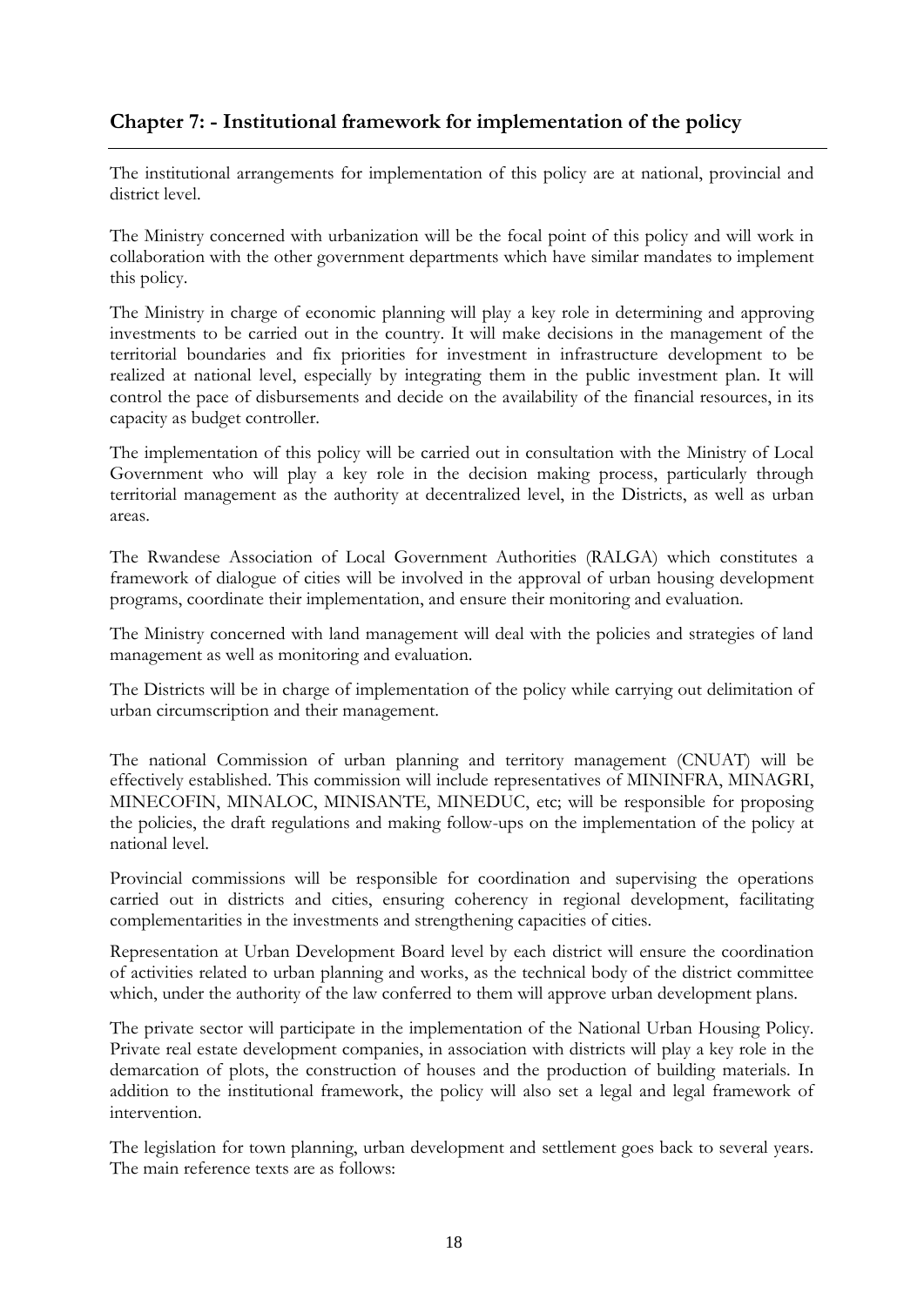## Chapter 7: - Institutional framework for implementation of the policy

The institutional arrangements for implementation of this policy are at national, provincial and district level.

The Ministry concerned with urbanization will be the focal point of this policy and will work in collaboration with the other government departments which have similar mandates to implement this policy.

The Ministry in charge of economic planning will play a key role in determining and approving investments to be carried out in the country. It will make decisions in the management of the territorial boundaries and fix priorities for investment in infrastructure development to be realized at national level, especially by integrating them in the public investment plan. It will control the pace of disbursements and decide on the availability of the financial resources, in its capacity as budget controller.

The implementation of this policy will be carried out in consultation with the Ministry of Local Government who will play a key role in the decision making process, particularly through territorial management as the authority at decentralized level, in the Districts, as well as urban areas.

The Rwandese Association of Local Government Authorities (RALGA) which constitutes a framework of dialogue of cities will be involved in the approval of urban housing development programs, coordinate their implementation, and ensure their monitoring and evaluation.

The Ministry concerned with land management will deal with the policies and strategies of land management as well as monitoring and evaluation.

The Districts will be in charge of implementation of the policy while carrying out delimitation of urban circumscription and their management.

The national Commission of urban planning and territory management (CNUAT) will be effectively established. This commission will include representatives of MININFRA, MINAGRI, MINECOFIN, MINALOC, MINISANTE, MINEDUC, etc; will be responsible for proposing the policies, the draft regulations and making follow-ups on the implementation of the policy at national level.

Provincial commissions will be responsible for coordination and supervising the operations carried out in districts and cities, ensuring coherency in regional development, facilitating complementarities in the investments and strengthening capacities of cities.

Representation at Urban Development Board level by each district will ensure the coordination of activities related to urban planning and works, as the technical body of the district committee which, under the authority of the law conferred to them will approve urban development plans.

The private sector will participate in the implementation of the National Urban Housing Policy. Private real estate development companies, in association with districts will play a key role in the demarcation of plots, the construction of houses and the production of building materials. In addition to the institutional framework, the policy will also set a legal and legal framework of intervention.

The legislation for town planning, urban development and settlement goes back to several years. The main reference texts are as follows: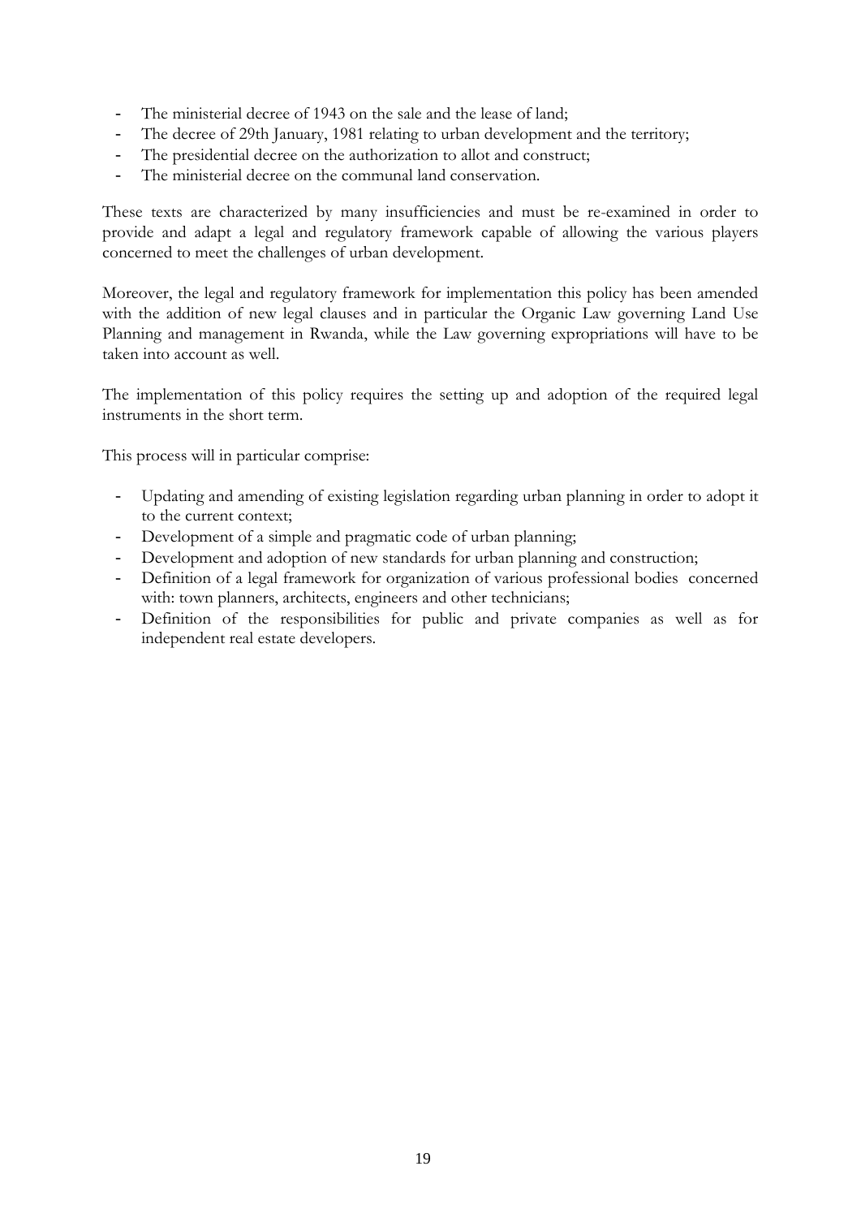- The ministerial decree of 1943 on the sale and the lease of land;
- The decree of 29th January, 1981 relating to urban development and the territory;
- The presidential decree on the authorization to allot and construct;
- The ministerial decree on the communal land conservation.

These texts are characterized by many insufficiencies and must be re-examined in order to provide and adapt a legal and regulatory framework capable of allowing the various players concerned to meet the challenges of urban development.

Moreover, the legal and regulatory framework for implementation this policy has been amended with the addition of new legal clauses and in particular the Organic Law governing Land Use Planning and management in Rwanda, while the Law governing expropriations will have to be taken into account as well.

The implementation of this policy requires the setting up and adoption of the required legal instruments in the short term.

This process will in particular comprise:

- Updating and amending of existing legislation regarding urban planning in order to adopt it to the current context;
- Development of a simple and pragmatic code of urban planning;
- Development and adoption of new standards for urban planning and construction;
- Definition of a legal framework for organization of various professional bodies concerned with: town planners, architects, engineers and other technicians;
- Definition of the responsibilities for public and private companies as well as for independent real estate developers.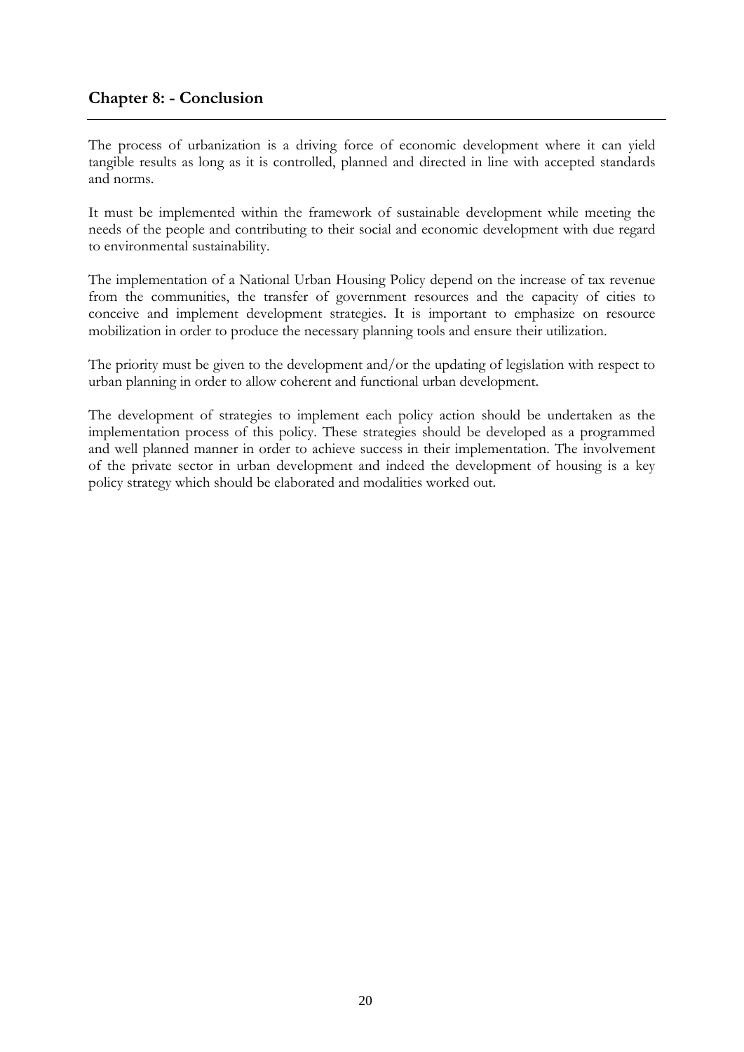## Chapter 8: - Conclusion

The process of urbanization is a driving force of economic development where it can yield tangible results as long as it is controlled, planned and directed in line with accepted standards and norms.

It must be implemented within the framework of sustainable development while meeting the needs of the people and contributing to their social and economic development with due regard to environmental sustainability.

The implementation of a National Urban Housing Policy depend on the increase of tax revenue from the communities, the transfer of government resources and the capacity of cities to conceive and implement development strategies. It is important to emphasize on resource mobilization in order to produce the necessary planning tools and ensure their utilization.

The priority must be given to the development and/or the updating of legislation with respect to urban planning in order to allow coherent and functional urban development.

The development of strategies to implement each policy action should be undertaken as the implementation process of this policy. These strategies should be developed as a programmed and well planned manner in order to achieve success in their implementation. The involvement of the private sector in urban development and indeed the development of housing is a key policy strategy which should be elaborated and modalities worked out.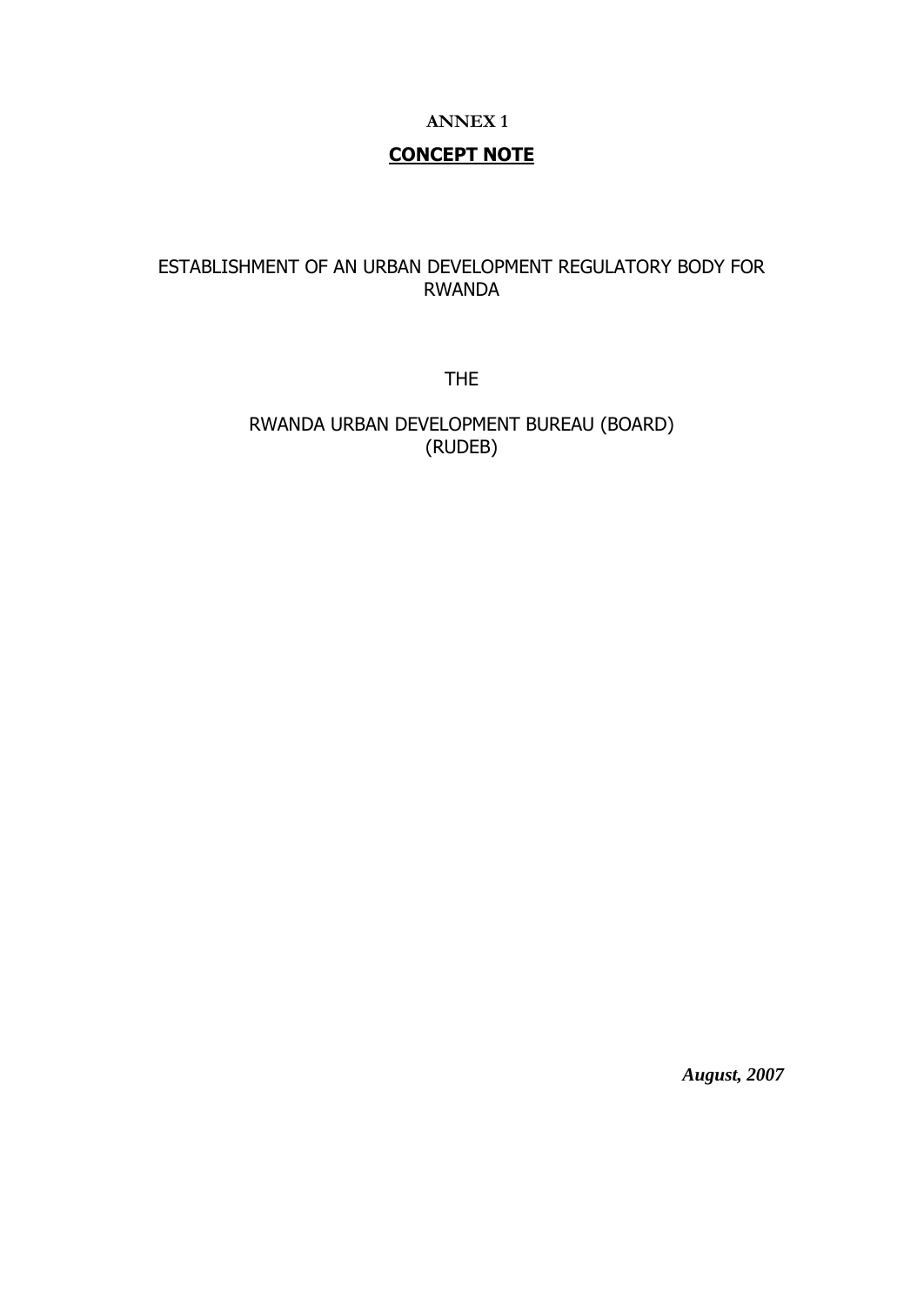**ANNEX 1**

# **CONCEPT NOTE**

ESTABLISHMENT OF AN URBAN DEVELOPMENT REGULATORY BODY FOR RWANDA

THE

RWANDA URBAN DEVELOPMENT BUREAU (BOARD)
(RUDEB)

***August, 2007***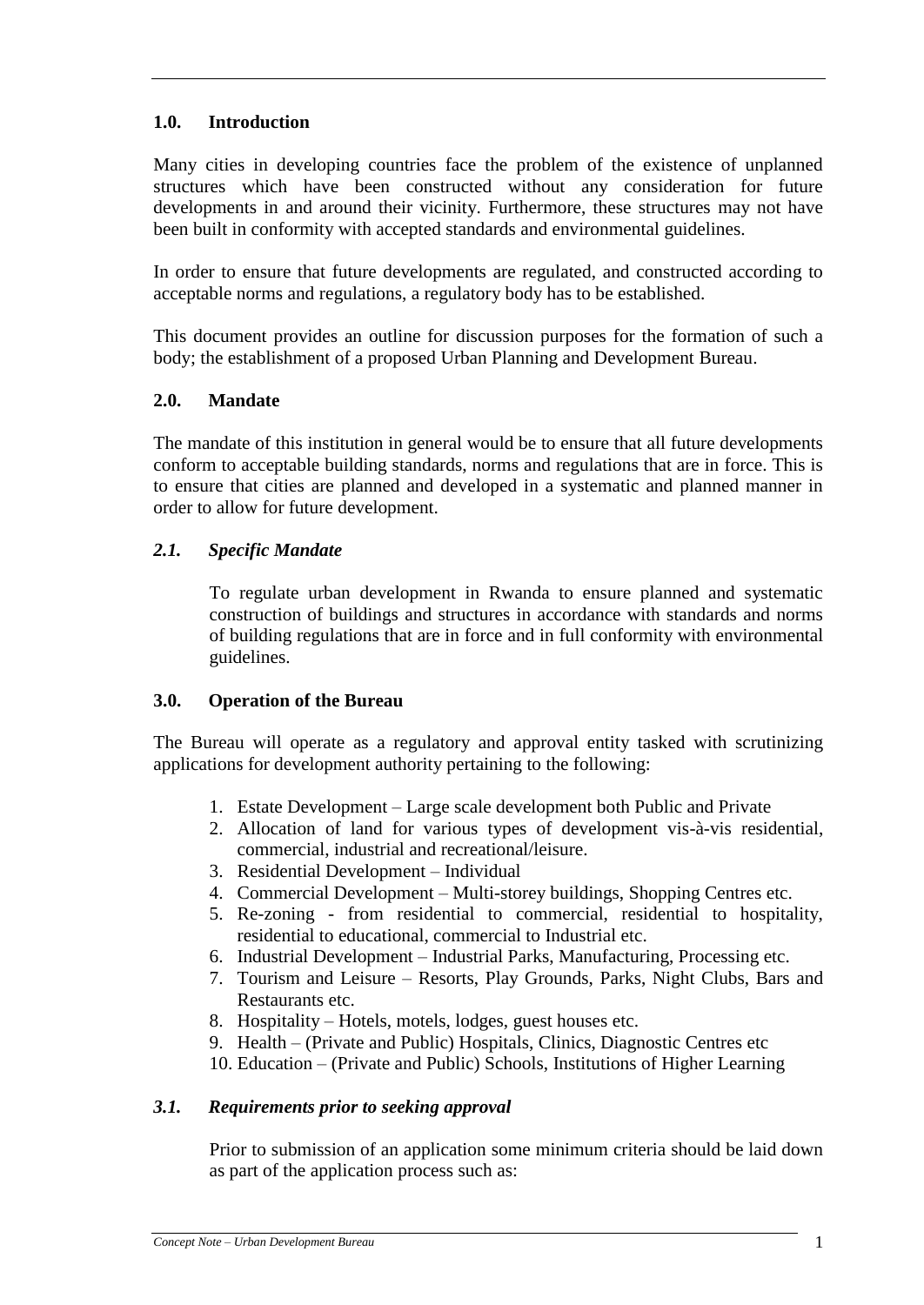## 1.0. Introduction

Many cities in developing countries face the problem of the existence of unplanned structures which have been constructed without any consideration for future developments in and around their vicinity. Furthermore, these structures may not have been built in conformity with accepted standards and environmental guidelines.

In order to ensure that future developments are regulated, and constructed according to acceptable norms and regulations, a regulatory body has to be established.

This document provides an outline for discussion purposes for the formation of such a body; the establishment of a proposed Urban Planning and Development Bureau.

## 2.0. Mandate

The mandate of this institution in general would be to ensure that all future developments conform to acceptable building standards, norms and regulations that are in force. This is to ensure that cities are planned and developed in a systematic and planned manner in order to allow for future development.

### *2.1. Specific Mandate*

To regulate urban development in Rwanda to ensure planned and systematic construction of buildings and structures in accordance with standards and norms of building regulations that are in force and in full conformity with environmental guidelines.

## 3.0. Operation of the Bureau

The Bureau will operate as a regulatory and approval entity tasked with scrutinizing applications for development authority pertaining to the following:

1. Estate Development – Large scale development both Public and Private
2. Allocation of land for various types of development vis-à-vis residential, commercial, industrial and recreational/leisure.
3. Residential Development – Individual
4. Commercial Development – Multi-storey buildings, Shopping Centres etc.
5. Re-zoning - from residential to commercial, residential to hospitality, residential to educational, commercial to Industrial etc.
6. Industrial Development – Industrial Parks, Manufacturing, Processing etc.
7. Tourism and Leisure – Resorts, Play Grounds, Parks, Night Clubs, Bars and Restaurants etc.
8. Hospitality – Hotels, motels, lodges, guest houses etc.
9. Health – (Private and Public) Hospitals, Clinics, Diagnostic Centres etc
10. Education – (Private and Public) Schools, Institutions of Higher Learning

### *3.1. Requirements prior to seeking approval*

Prior to submission of an application some minimum criteria should be laid down as part of the application process such as: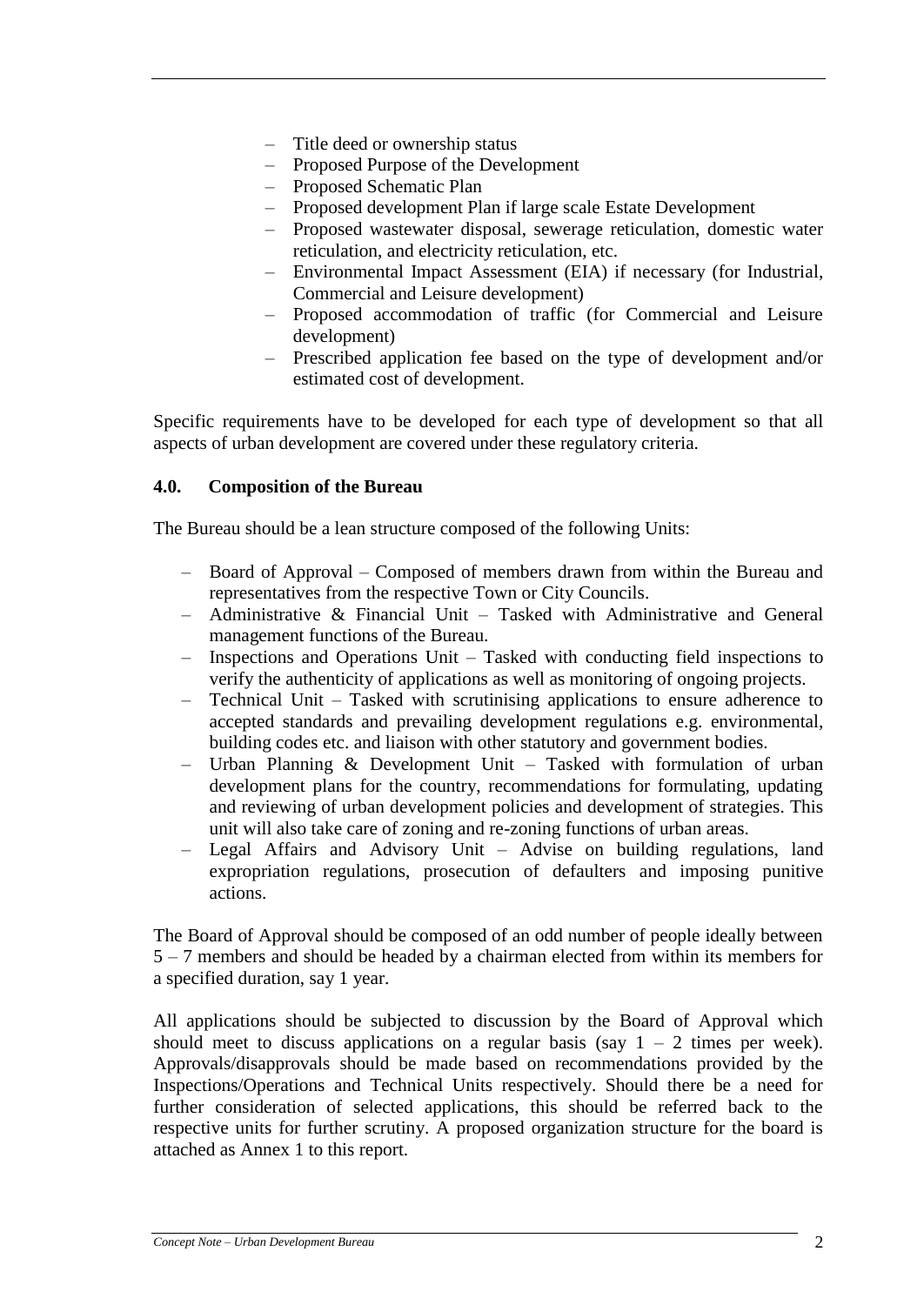- Title deed or ownership status
- Proposed Purpose of the Development
- Proposed Schematic Plan
- Proposed development Plan if large scale Estate Development
- Proposed wastewater disposal, sewerage reticulation, domestic water reticulation, and electricity reticulation, etc.
- Environmental Impact Assessment (EIA) if necessary (for Industrial, Commercial and Leisure development)
- Proposed accommodation of traffic (for Commercial and Leisure development)
- Prescribed application fee based on the type of development and/or estimated cost of development.

Specific requirements have to be developed for each type of development so that all aspects of urban development are covered under these regulatory criteria.

## 4.0. Composition of the Bureau

The Bureau should be a lean structure composed of the following Units:

- Board of Approval – Composed of members drawn from within the Bureau and representatives from the respective Town or City Councils.
- Administrative & Financial Unit – Tasked with Administrative and General management functions of the Bureau.
- Inspections and Operations Unit – Tasked with conducting field inspections to verify the authenticity of applications as well as monitoring of ongoing projects.
- Technical Unit – Tasked with scrutinising applications to ensure adherence to accepted standards and prevailing development regulations e.g. environmental, building codes etc. and liaison with other statutory and government bodies.
- Urban Planning & Development Unit – Tasked with formulation of urban development plans for the country, recommendations for formulating, updating and reviewing of urban development policies and development of strategies. This unit will also take care of zoning and re-zoning functions of urban areas.
- Legal Affairs and Advisory Unit – Advise on building regulations, land expropriation regulations, prosecution of defaulters and imposing punitive actions.

The Board of Approval should be composed of an odd number of people ideally between 5 – 7 members and should be headed by a chairman elected from within its members for a specified duration, say 1 year.

All applications should be subjected to discussion by the Board of Approval which should meet to discuss applications on a regular basis (say 1 – 2 times per week). Approvals/disapprovals should be made based on recommendations provided by the Inspections/Operations and Technical Units respectively. Should there be a need for further consideration of selected applications, this should be referred back to the respective units for further scrutiny. A proposed organization structure for the board is attached as Annex 1 to this report.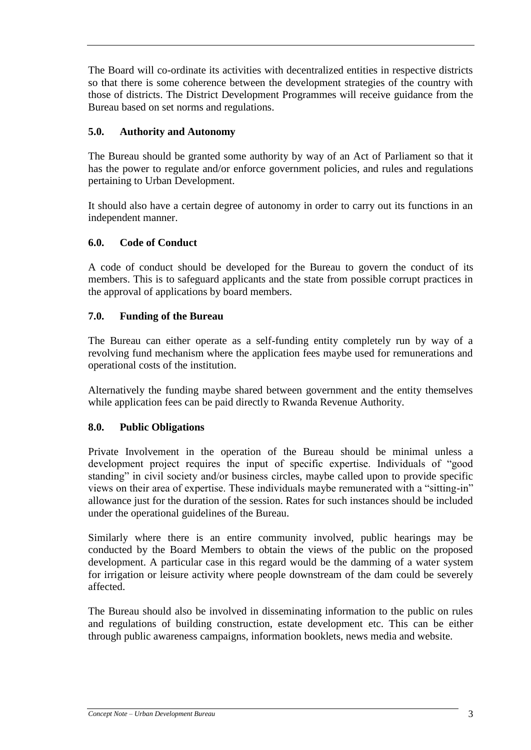The Board will co-ordinate its activities with decentralized entities in respective districts so that there is some coherence between the development strategies of the country with those of districts. The District Development Programmes will receive guidance from the Bureau based on set norms and regulations.

### 5.0. Authority and Autonomy

The Bureau should be granted some authority by way of an Act of Parliament so that it has the power to regulate and/or enforce government policies, and rules and regulations pertaining to Urban Development.

It should also have a certain degree of autonomy in order to carry out its functions in an independent manner.

### 6.0. Code of Conduct

A code of conduct should be developed for the Bureau to govern the conduct of its members. This is to safeguard applicants and the state from possible corrupt practices in the approval of applications by board members.

### 7.0. Funding of the Bureau

The Bureau can either operate as a self-funding entity completely run by way of a revolving fund mechanism where the application fees maybe used for remunerations and operational costs of the institution.

Alternatively the funding maybe shared between government and the entity themselves while application fees can be paid directly to Rwanda Revenue Authority.

### 8.0. Public Obligations

Private Involvement in the operation of the Bureau should be minimal unless a development project requires the input of specific expertise. Individuals of "good standing" in civil society and/or business circles, maybe called upon to provide specific views on their area of expertise. These individuals maybe remunerated with a "sitting-in" allowance just for the duration of the session. Rates for such instances should be included under the operational guidelines of the Bureau.

Similarly where there is an entire community involved, public hearings may be conducted by the Board Members to obtain the views of the public on the proposed development. A particular case in this regard would be the damming of a water system for irrigation or leisure activity where people downstream of the dam could be severely affected.

The Bureau should also be involved in disseminating information to the public on rules and regulations of building construction, estate development etc. This can be either through public awareness campaigns, information booklets, news media and website.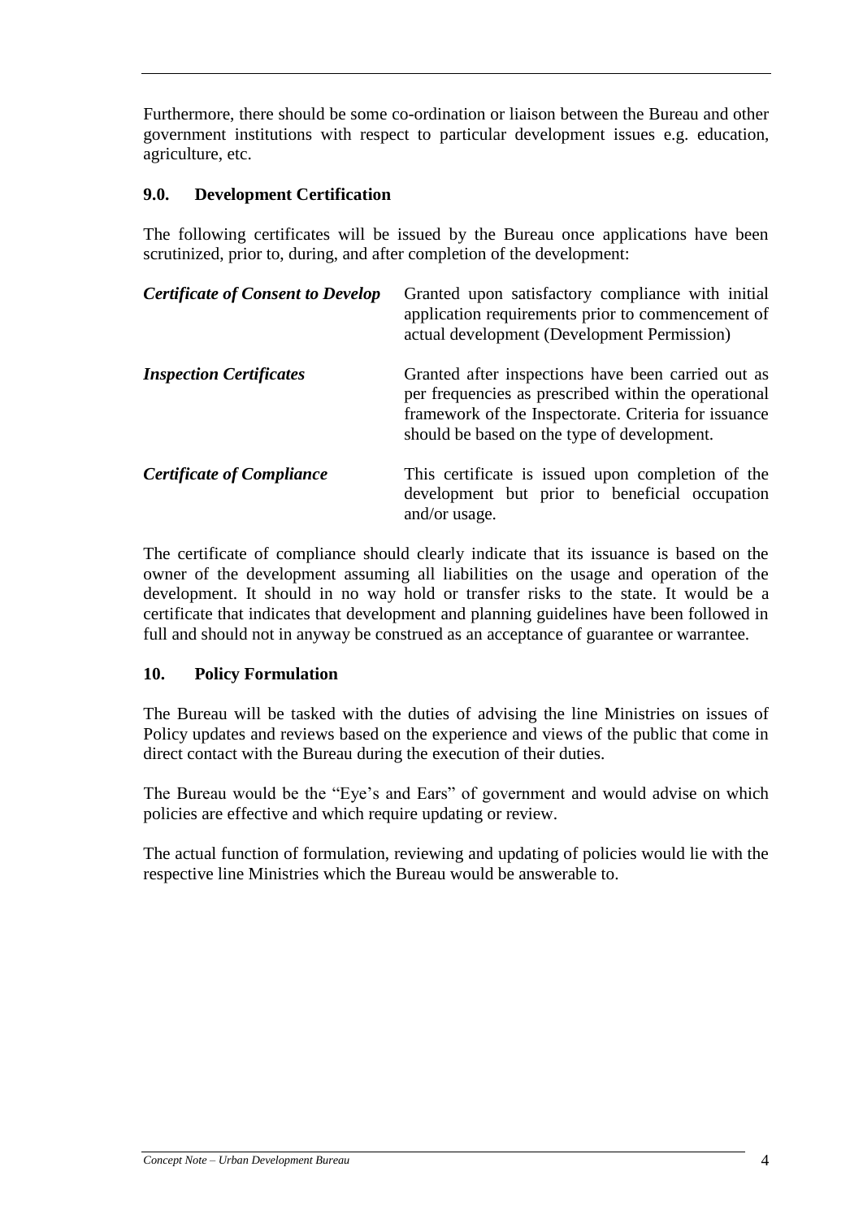Furthermore, there should be some co-ordination or liaison between the Bureau and other government institutions with respect to particular development issues e.g. education, agriculture, etc.

## 9.0. Development Certification

The following certificates will be issued by the Bureau once applications have been scrutinized, prior to, during, and after completion of the development:

| | |
|---|---|
| ***Certificate of Consent to Develop*** | Granted upon satisfactory compliance with initial application requirements prior to commencement of actual development (Development Permission) |
| ***Inspection Certificates*** | Granted after inspections have been carried out as per frequencies as prescribed within the operational framework of the Inspectorate. Criteria for issuance should be based on the type of development. |
| ***Certificate of Compliance*** | This certificate is issued upon completion of the development but prior to beneficial occupation and/or usage. |

The certificate of compliance should clearly indicate that its issuance is based on the owner of the development assuming all liabilities on the usage and operation of the development. It should in no way hold or transfer risks to the state. It would be a certificate that indicates that development and planning guidelines have been followed in full and should not in anyway be construed as an acceptance of guarantee or warrantee.

## 10. Policy Formulation

The Bureau will be tasked with the duties of advising the line Ministries on issues of Policy updates and reviews based on the experience and views of the public that come in direct contact with the Bureau during the execution of their duties.

The Bureau would be the "Eye's and Ears" of government and would advise on which policies are effective and which require updating or review.

The actual function of formulation, reviewing and updating of policies would lie with the respective line Ministries which the Bureau would be answerable to.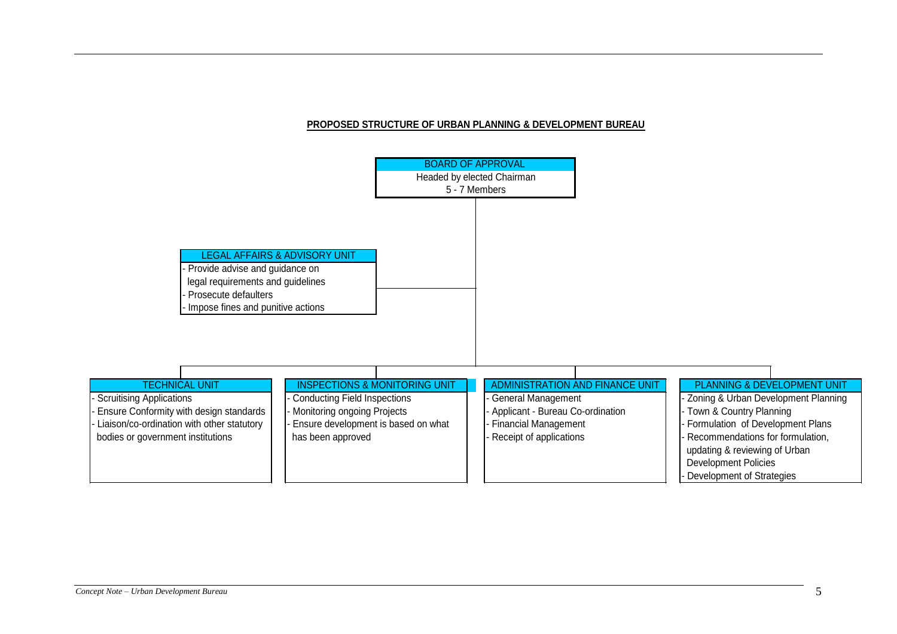**PROPOSED STRUCTURE OF URBAN PLANNING & DEVELOPMENT BUREAU**

**BOARD OF APPROVAL**
Headed by elected Chairman
5 - 7 Members

**LEGAL AFFAIRS & ADVISORY UNIT**
- Provide advise and guidance on legal requirements and guidelines
- Prosecute defaulters
- Impose fines and punitive actions

**TECHNICAL UNIT**
- Scruitising Applications
- Ensure Conformity with design standards
- Liaison/co-ordination with other statutory bodies or government institutions

**INSPECTIONS & MONITORING UNIT**
- Conducting Field Inspections
- Monitoring ongoing Projects
- Ensure development is based on what has been approved

**ADMINISTRATION AND FINANCE UNIT**
- General Management
- Applicant - Bureau Co-ordination
- Financial Management
- Receipt of applications

**PLANNING & DEVELOPMENT UNIT**
- Zoning & Urban Development Planning
- Town & Country Planning
- Formulation of Development Plans
- Recommendations for formulation, updating & reviewing of Urban Development Policies
- Development of Strategies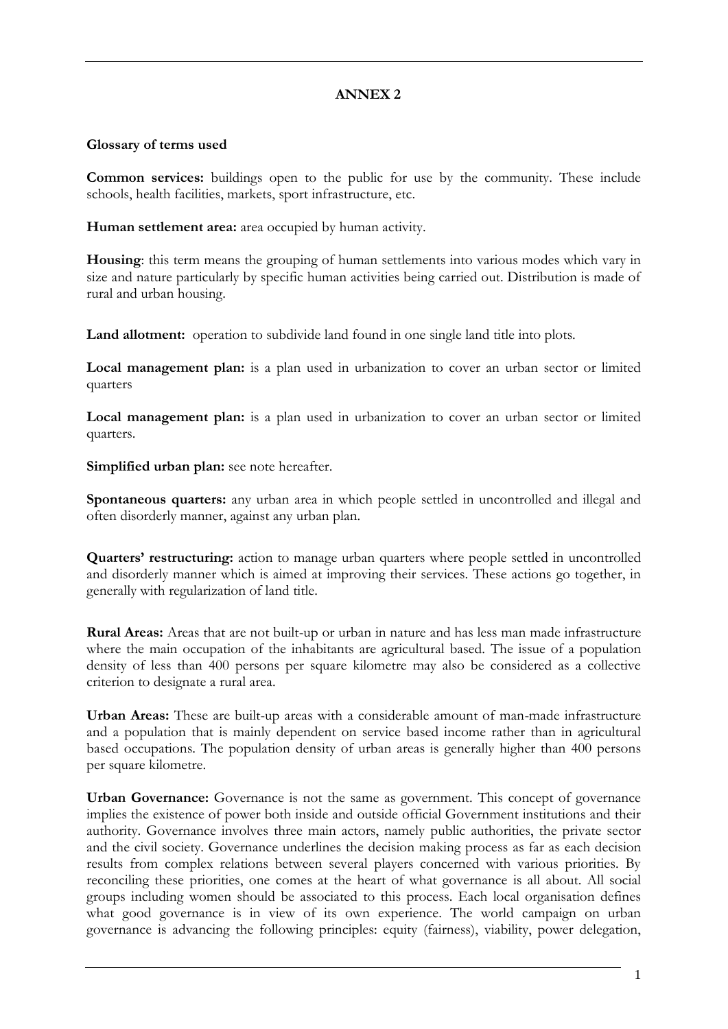**ANNEX 2**

**Glossary of terms used**

**Common services:** buildings open to the public for use by the community. These include schools, health facilities, markets, sport infrastructure, etc.

**Human settlement area:** area occupied by human activity.

**Housing**: this term means the grouping of human settlements into various modes which vary in size and nature particularly by specific human activities being carried out. Distribution is made of rural and urban housing.

**Land allotment:** operation to subdivide land found in one single land title into plots.

**Local management plan:** is a plan used in urbanization to cover an urban sector or limited quarters

**Local management plan:** is a plan used in urbanization to cover an urban sector or limited quarters.

**Simplified urban plan:** see note hereafter.

**Spontaneous quarters:** any urban area in which people settled in uncontrolled and illegal and often disorderly manner, against any urban plan.

**Quarters' restructuring:** action to manage urban quarters where people settled in uncontrolled and disorderly manner which is aimed at improving their services. These actions go together, in generally with regularization of land title.

**Rural Areas:** Areas that are not built-up or urban in nature and has less man made infrastructure where the main occupation of the inhabitants are agricultural based. The issue of a population density of less than 400 persons per square kilometre may also be considered as a collective criterion to designate a rural area.

**Urban Areas:** These are built-up areas with a considerable amount of man-made infrastructure and a population that is mainly dependent on service based income rather than in agricultural based occupations. The population density of urban areas is generally higher than 400 persons per square kilometre.

**Urban Governance:** Governance is not the same as government. This concept of governance implies the existence of power both inside and outside official Government institutions and their authority. Governance involves three main actors, namely public authorities, the private sector and the civil society. Governance underlines the decision making process as far as each decision results from complex relations between several players concerned with various priorities. By reconciling these priorities, one comes at the heart of what governance is all about. All social groups including women should be associated to this process. Each local organisation defines what good governance is in view of its own experience. The world campaign on urban governance is advancing the following principles: equity (fairness), viability, power delegation,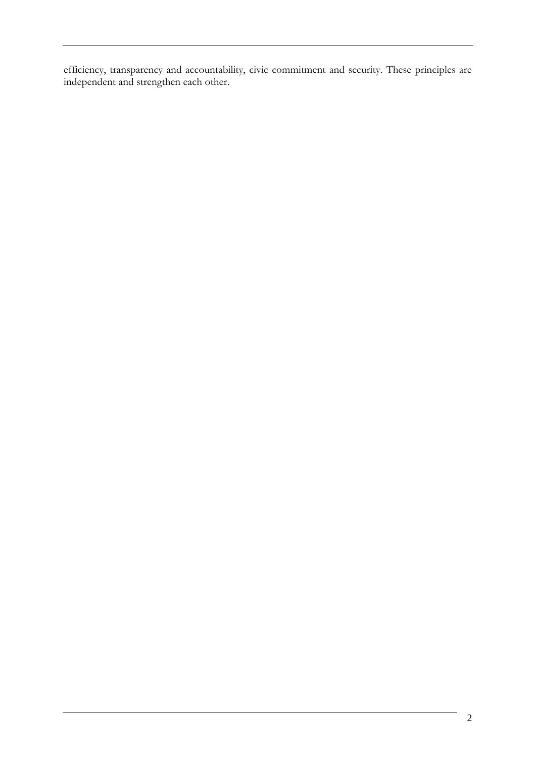efficiency, transparency and accountability, civic commitment and security. These principles are independent and strengthen each other.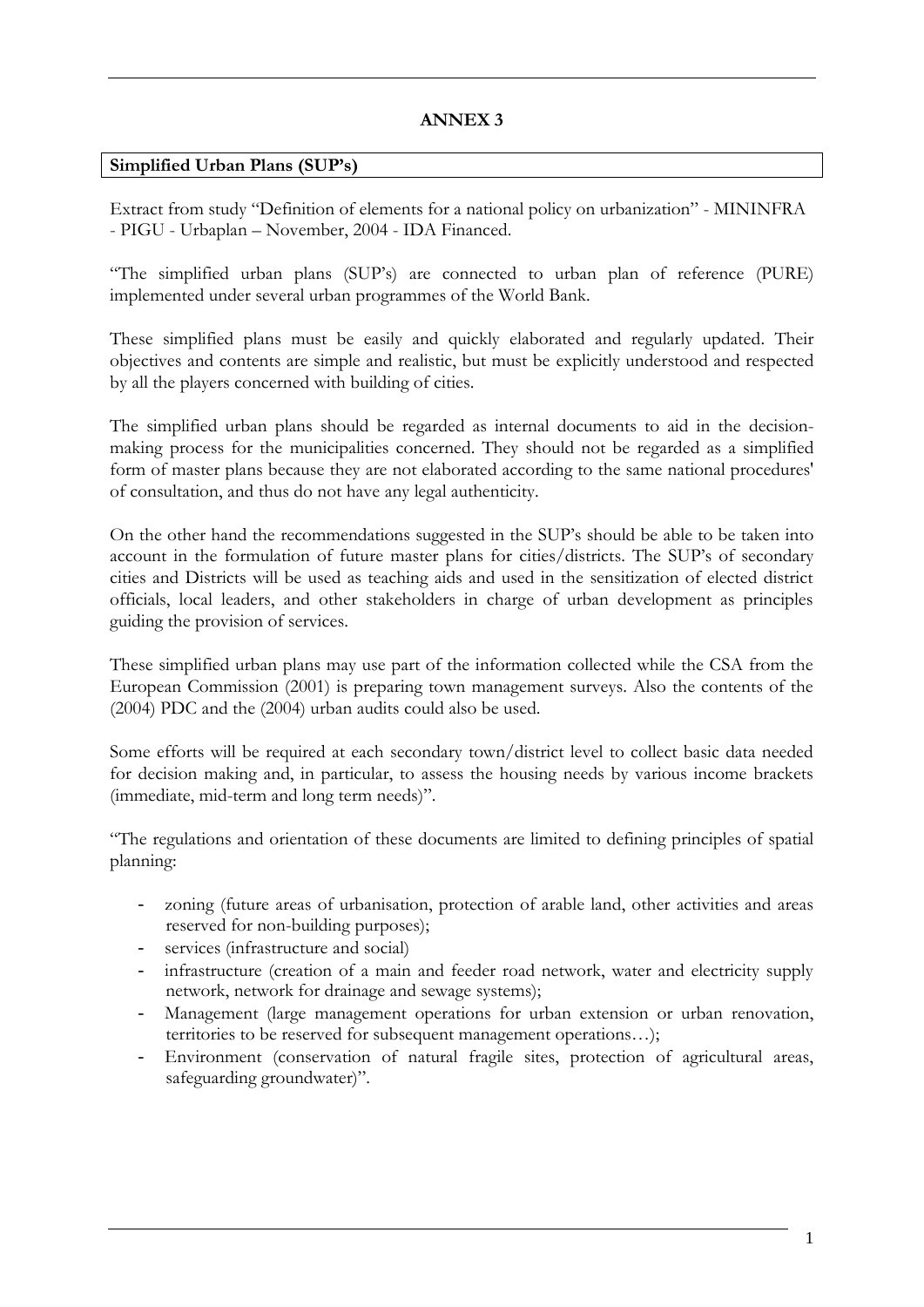# ANNEX 3

**Simplified Urban Plans (SUP's)**

Extract from study "Definition of elements for a national policy on urbanization" - MININFRA - PIGU - Urbaplan – November, 2004 - IDA Financed.

"The simplified urban plans (SUP's) are connected to urban plan of reference (PURE) implemented under several urban programmes of the World Bank.

These simplified plans must be easily and quickly elaborated and regularly updated. Their objectives and contents are simple and realistic, but must be explicitly understood and respected by all the players concerned with building of cities.

The simplified urban plans should be regarded as internal documents to aid in the decision-making process for the municipalities concerned. They should not be regarded as a simplified form of master plans because they are not elaborated according to the same national procedures' of consultation, and thus do not have any legal authenticity.

On the other hand the recommendations suggested in the SUP's should be able to be taken into account in the formulation of future master plans for cities/districts. The SUP's of secondary cities and Districts will be used as teaching aids and used in the sensitization of elected district officials, local leaders, and other stakeholders in charge of urban development as principles guiding the provision of services.

These simplified urban plans may use part of the information collected while the CSA from the European Commission (2001) is preparing town management surveys. Also the contents of the (2004) PDC and the (2004) urban audits could also be used.

Some efforts will be required at each secondary town/district level to collect basic data needed for decision making and, in particular, to assess the housing needs by various income brackets (immediate, mid-term and long term needs)".

"The regulations and orientation of these documents are limited to defining principles of spatial planning:

- zoning (future areas of urbanisation, protection of arable land, other activities and areas reserved for non-building purposes);
- services (infrastructure and social)
- infrastructure (creation of a main and feeder road network, water and electricity supply network, network for drainage and sewage systems);
- Management (large management operations for urban extension or urban renovation, territories to be reserved for subsequent management operations…);
- Environment (conservation of natural fragile sites, protection of agricultural areas, safeguarding groundwater)".